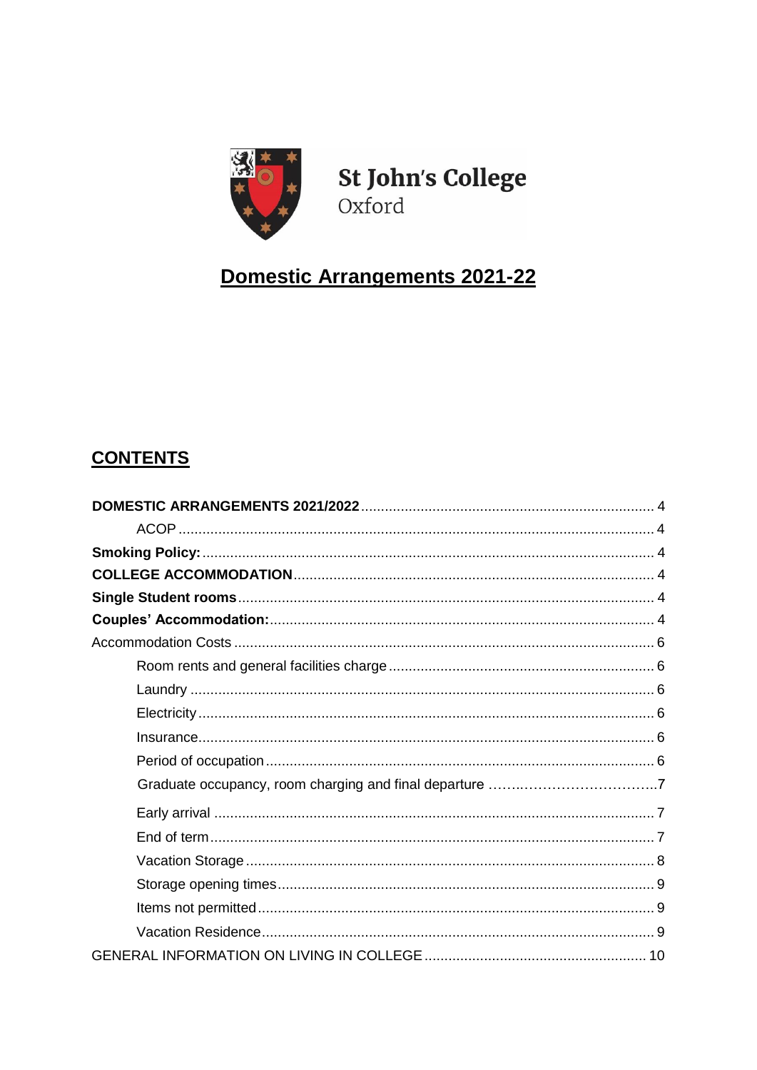St John's College
Oxford

# Domestic Arrangements 2021-22

## CONTENTS

**DOMESTIC ARRANGEMENTS 2021/2022** ..... 4
- ACOP ..... 4

**Smoking Policy:** ..... 4
**COLLEGE ACCOMMODATION** ..... 4
**Single Student rooms** ..... 4
**Couples' Accommodation:** ..... 4
Accommodation Costs ..... 6
- Room rents and general facilities charge ..... 6
- Laundry ..... 6
- Electricity ..... 6
- Insurance ..... 6
- Period of occupation ..... 6
- Graduate occupancy, room charging and final departure ..... 7
- Early arrival ..... 7
- End of term ..... 7
- Vacation Storage ..... 8
- Storage opening times ..... 9
- Items not permitted ..... 9
- Vacation Residence ..... 9

GENERAL INFORMATION ON LIVING IN COLLEGE ..... 10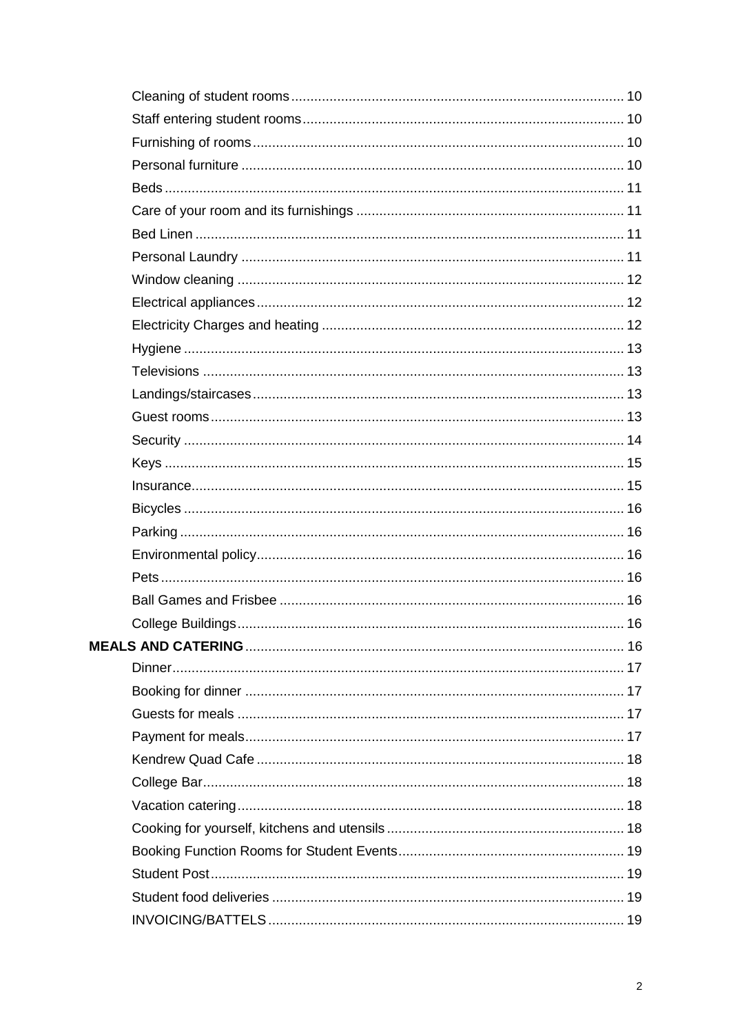Cleaning of student rooms ..... 10
Staff entering student rooms ..... 10
Furnishing of rooms ..... 10
Personal furniture ..... 10
Beds ..... 11
Care of your room and its furnishings ..... 11
Bed Linen ..... 11
Personal Laundry ..... 11
Window cleaning ..... 12
Electrical appliances ..... 12
Electricity Charges and heating ..... 12
Hygiene ..... 13
Televisions ..... 13
Landings/staircases ..... 13
Guest rooms ..... 13
Security ..... 14
Keys ..... 15
Insurance ..... 15
Bicycles ..... 16
Parking ..... 16
Environmental policy ..... 16
Pets ..... 16
Ball Games and Frisbee ..... 16
College Buildings ..... 16

**MEALS AND CATERING** ..... 16

Dinner ..... 17
Booking for dinner ..... 17
Guests for meals ..... 17
Payment for meals ..... 17
Kendrew Quad Cafe ..... 18
College Bar ..... 18
Vacation catering ..... 18
Cooking for yourself, kitchens and utensils ..... 18
Booking Function Rooms for Student Events ..... 19
Student Post ..... 19
Student food deliveries ..... 19
INVOICING/BATTELS ..... 19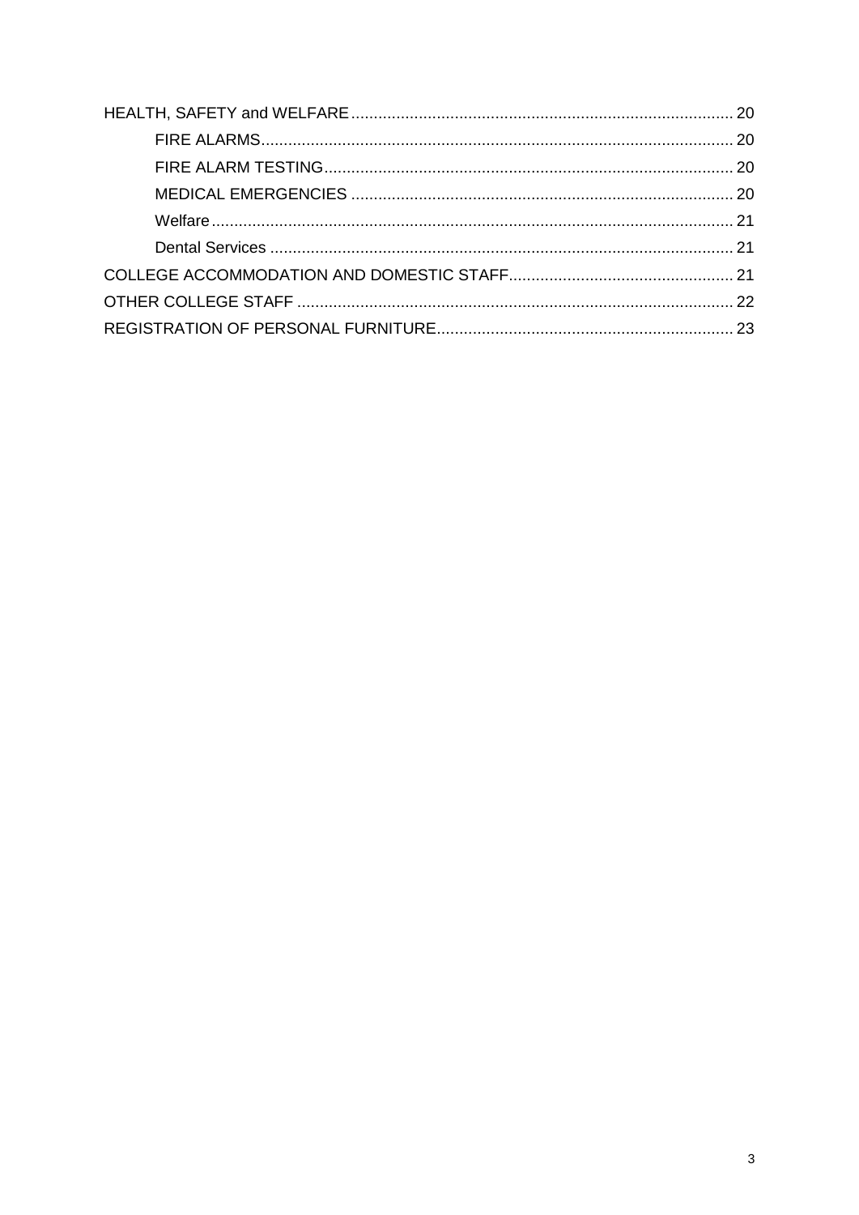HEALTH, SAFETY and WELFARE .................... 20

- FIRE ALARMS .................... 20
- FIRE ALARM TESTING .................... 20
- MEDICAL EMERGENCIES .................... 20
- Welfare .................... 21
- Dental Services .................... 21

COLLEGE ACCOMMODATION AND DOMESTIC STAFF .................... 21

OTHER COLLEGE STAFF .................... 22

REGISTRATION OF PERSONAL FURNITURE .................... 23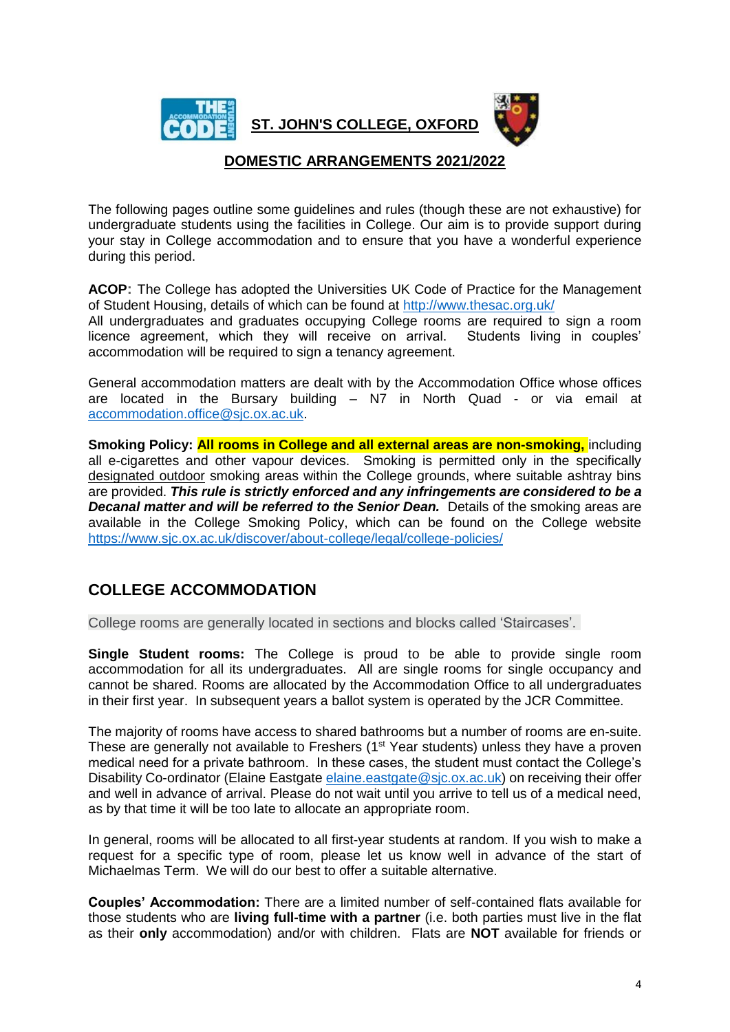**ST. JOHN'S COLLEGE, OXFORD**

**DOMESTIC ARRANGEMENTS 2021/2022**

The following pages outline some guidelines and rules (though these are not exhaustive) for undergraduate students using the facilities in College. Our aim is to provide support during your stay in College accommodation and to ensure that you have a wonderful experience during this period.

**ACOP:** The College has adopted the Universities UK Code of Practice for the Management of Student Housing, details of which can be found at http://www.thesac.org.uk/
All undergraduates and graduates occupying College rooms are required to sign a room licence agreement, which they will receive on arrival. Students living in couples' accommodation will be required to sign a tenancy agreement.

General accommodation matters are dealt with by the Accommodation Office whose offices are located in the Bursary building – N7 in North Quad - or via email at accommodation.office@sjc.ox.ac.uk.

**Smoking Policy: All rooms in College and all external areas are non-smoking,** including all e-cigarettes and other vapour devices. Smoking is permitted only in the specifically designated outdoor smoking areas within the College grounds, where suitable ashtray bins are provided. ***This rule is strictly enforced and any infringements are considered to be a Decanal matter and will be referred to the Senior Dean.*** Details of the smoking areas are available in the College Smoking Policy, which can be found on the College website https://www.sjc.ox.ac.uk/discover/about-college/legal/college-policies/

## COLLEGE ACCOMMODATION

College rooms are generally located in sections and blocks called 'Staircases'.

**Single Student rooms:** The College is proud to be able to provide single room accommodation for all its undergraduates. All are single rooms for single occupancy and cannot be shared. Rooms are allocated by the Accommodation Office to all undergraduates in their first year. In subsequent years a ballot system is operated by the JCR Committee.

The majority of rooms have access to shared bathrooms but a number of rooms are en-suite. These are generally not available to Freshers (1st Year students) unless they have a proven medical need for a private bathroom. In these cases, the student must contact the College's Disability Co-ordinator (Elaine Eastgate elaine.eastgate@sjc.ox.ac.uk) on receiving their offer and well in advance of arrival. Please do not wait until you arrive to tell us of a medical need, as by that time it will be too late to allocate an appropriate room.

In general, rooms will be allocated to all first-year students at random. If you wish to make a request for a specific type of room, please let us know well in advance of the start of Michaelmas Term. We will do our best to offer a suitable alternative.

**Couples' Accommodation:** There are a limited number of self-contained flats available for those students who are **living full-time with a partner** (i.e. both parties must live in the flat as their **only** accommodation) and/or with children. Flats are **NOT** available for friends or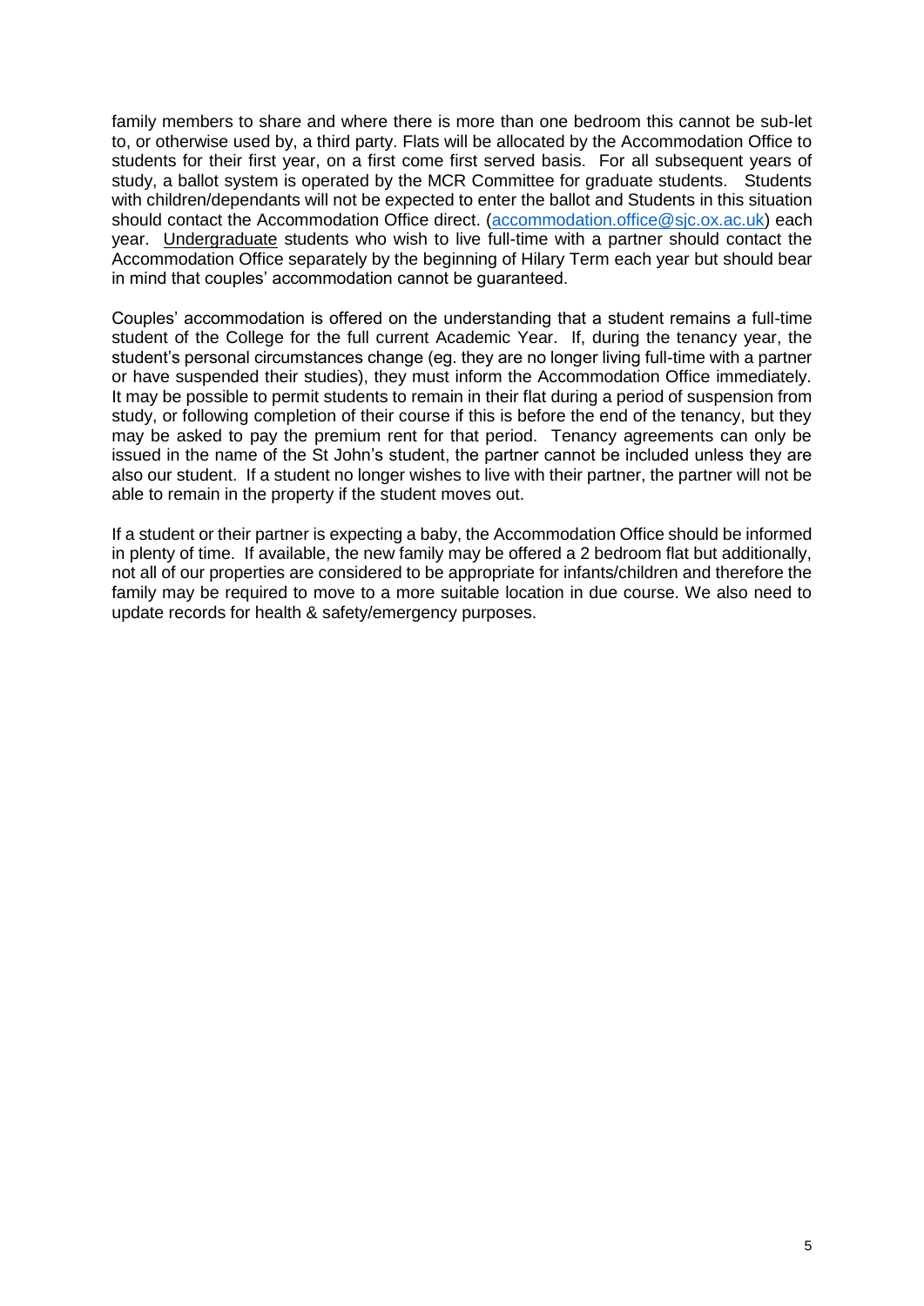family members to share and where there is more than one bedroom this cannot be sub-let to, or otherwise used by, a third party. Flats will be allocated by the Accommodation Office to students for their first year, on a first come first served basis. For all subsequent years of study, a ballot system is operated by the MCR Committee for graduate students. Students with children/dependants will not be expected to enter the ballot and Students in this situation should contact the Accommodation Office direct. (accommodation.office@sjc.ox.ac.uk) each year. Undergraduate students who wish to live full-time with a partner should contact the Accommodation Office separately by the beginning of Hilary Term each year but should bear in mind that couples' accommodation cannot be guaranteed.

Couples' accommodation is offered on the understanding that a student remains a full-time student of the College for the full current Academic Year. If, during the tenancy year, the student's personal circumstances change (eg. they are no longer living full-time with a partner or have suspended their studies), they must inform the Accommodation Office immediately. It may be possible to permit students to remain in their flat during a period of suspension from study, or following completion of their course if this is before the end of the tenancy, but they may be asked to pay the premium rent for that period. Tenancy agreements can only be issued in the name of the St John's student, the partner cannot be included unless they are also our student. If a student no longer wishes to live with their partner, the partner will not be able to remain in the property if the student moves out.

If a student or their partner is expecting a baby, the Accommodation Office should be informed in plenty of time. If available, the new family may be offered a 2 bedroom flat but additionally, not all of our properties are considered to be appropriate for infants/children and therefore the family may be required to move to a more suitable location in due course. We also need to update records for health & safety/emergency purposes.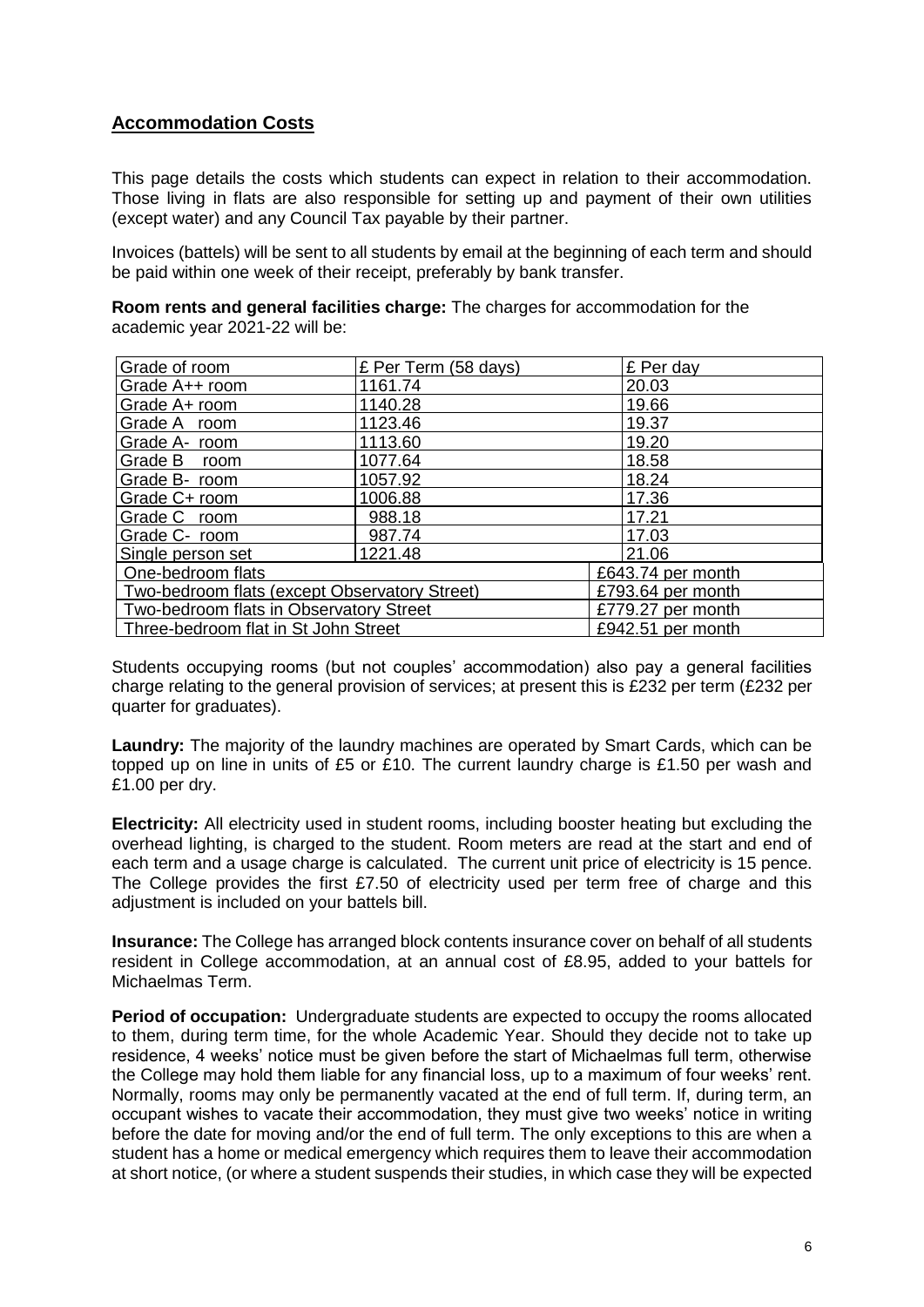## Accommodation Costs

This page details the costs which students can expect in relation to their accommodation. Those living in flats are also responsible for setting up and payment of their own utilities (except water) and any Council Tax payable by their partner.

Invoices (battels) will be sent to all students by email at the beginning of each term and should be paid within one week of their receipt, preferably by bank transfer.

**Room rents and general facilities charge:** The charges for accommodation for the academic year 2021-22 will be:

| Grade of room | £ Per Term (58 days) | £ Per day |
|---|---|---|
| Grade A++ room | 1161.74 | 20.03 |
| Grade A+ room | 1140.28 | 19.66 |
| Grade A room | 1123.46 | 19.37 |
| Grade A- room | 1113.60 | 19.20 |
| Grade B room | 1077.64 | 18.58 |
| Grade B- room | 1057.92 | 18.24 |
| Grade C+ room | 1006.88 | 17.36 |
| Grade C room | 988.18 | 17.21 |
| Grade C- room | 987.74 | 17.03 |
| Single person set | 1221.48 | 21.06 |
| One-bedroom flats | | £643.74 per month |
| Two-bedroom flats (except Observatory Street) | | £793.64 per month |
| Two-bedroom flats in Observatory Street | | £779.27 per month |
| Three-bedroom flat in St John Street | | £942.51 per month |

Students occupying rooms (but not couples' accommodation) also pay a general facilities charge relating to the general provision of services; at present this is £232 per term (£232 per quarter for graduates).

**Laundry:** The majority of the laundry machines are operated by Smart Cards, which can be topped up on line in units of £5 or £10. The current laundry charge is £1.50 per wash and £1.00 per dry.

**Electricity:** All electricity used in student rooms, including booster heating but excluding the overhead lighting, is charged to the student. Room meters are read at the start and end of each term and a usage charge is calculated. The current unit price of electricity is 15 pence. The College provides the first £7.50 of electricity used per term free of charge and this adjustment is included on your battels bill.

**Insurance:** The College has arranged block contents insurance cover on behalf of all students resident in College accommodation, at an annual cost of £8.95, added to your battels for Michaelmas Term.

**Period of occupation:** Undergraduate students are expected to occupy the rooms allocated to them, during term time, for the whole Academic Year. Should they decide not to take up residence, 4 weeks' notice must be given before the start of Michaelmas full term, otherwise the College may hold them liable for any financial loss, up to a maximum of four weeks' rent. Normally, rooms may only be permanently vacated at the end of full term. If, during term, an occupant wishes to vacate their accommodation, they must give two weeks' notice in writing before the date for moving and/or the end of full term. The only exceptions to this are when a student has a home or medical emergency which requires them to leave their accommodation at short notice, (or where a student suspends their studies, in which case they will be expected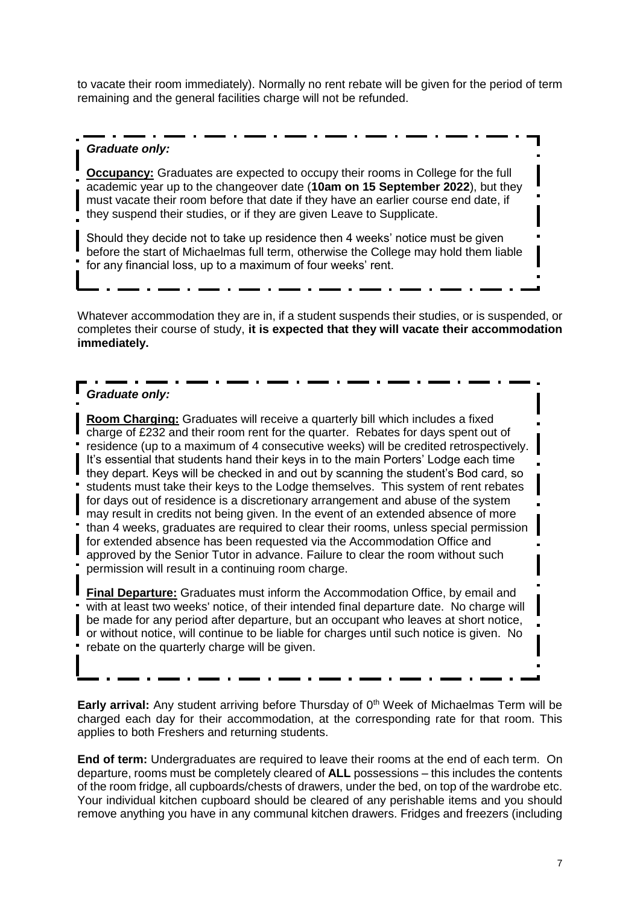to vacate their room immediately). Normally no rent rebate will be given for the period of term remaining and the general facilities charge will not be refunded.

> ***Graduate only:***
>
> **Occupancy:** Graduates are expected to occupy their rooms in College for the full academic year up to the changeover date (**10am on 15 September 2022**), but they must vacate their room before that date if they have an earlier course end date, if they suspend their studies, or if they are given Leave to Supplicate.
>
> Should they decide not to take up residence then 4 weeks' notice must be given before the start of Michaelmas full term, otherwise the College may hold them liable for any financial loss, up to a maximum of four weeks' rent.

Whatever accommodation they are in, if a student suspends their studies, or is suspended, or completes their course of study, **it is expected that they will vacate their accommodation immediately.**

> ***Graduate only:***
>
> **Room Charging:** Graduates will receive a quarterly bill which includes a fixed charge of £232 and their room rent for the quarter. Rebates for days spent out of residence (up to a maximum of 4 consecutive weeks) will be credited retrospectively. It's essential that students hand their keys in to the main Porters' Lodge each time they depart. Keys will be checked in and out by scanning the student's Bod card, so students must take their keys to the Lodge themselves. This system of rent rebates for days out of residence is a discretionary arrangement and abuse of the system may result in credits not being given. In the event of an extended absence of more than 4 weeks, graduates are required to clear their rooms, unless special permission for extended absence has been requested via the Accommodation Office and approved by the Senior Tutor in advance. Failure to clear the room without such permission will result in a continuing room charge.
>
> **Final Departure:** Graduates must inform the Accommodation Office, by email and with at least two weeks' notice, of their intended final departure date. No charge will be made for any period after departure, but an occupant who leaves at short notice, or without notice, will continue to be liable for charges until such notice is given. No rebate on the quarterly charge will be given.

**Early arrival:** Any student arriving before Thursday of 0th Week of Michaelmas Term will be charged each day for their accommodation, at the corresponding rate for that room. This applies to both Freshers and returning students.

**End of term:** Undergraduates are required to leave their rooms at the end of each term. On departure, rooms must be completely cleared of **ALL** possessions – this includes the contents of the room fridge, all cupboards/chests of drawers, under the bed, on top of the wardrobe etc. Your individual kitchen cupboard should be cleared of any perishable items and you should remove anything you have in any communal kitchen drawers. Fridges and freezers (including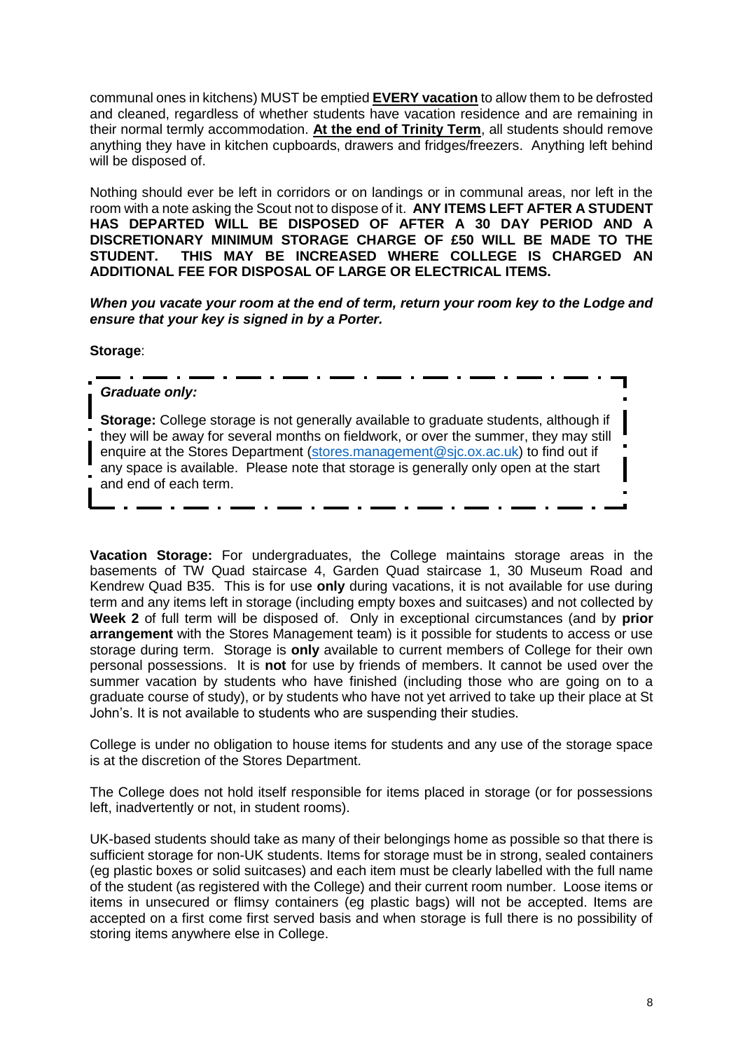communal ones in kitchens) MUST be emptied **EVERY vacation** to allow them to be defrosted and cleaned, regardless of whether students have vacation residence and are remaining in their normal termly accommodation. **At the end of Trinity Term**, all students should remove anything they have in kitchen cupboards, drawers and fridges/freezers. Anything left behind will be disposed of.

Nothing should ever be left in corridors or on landings or in communal areas, nor left in the room with a note asking the Scout not to dispose of it. **ANY ITEMS LEFT AFTER A STUDENT HAS DEPARTED WILL BE DISPOSED OF AFTER A 30 DAY PERIOD AND A DISCRETIONARY MINIMUM STORAGE CHARGE OF £50 WILL BE MADE TO THE STUDENT. THIS MAY BE INCREASED WHERE COLLEGE IS CHARGED AN ADDITIONAL FEE FOR DISPOSAL OF LARGE OR ELECTRICAL ITEMS.**

***When you vacate your room at the end of term, return your room key to the Lodge and ensure that your key is signed in by a Porter.***

**Storage**:

> ***Graduate only:***
>
> **Storage:** College storage is not generally available to graduate students, although if they will be away for several months on fieldwork, or over the summer, they may still enquire at the Stores Department (stores.management@sjc.ox.ac.uk) to find out if any space is available. Please note that storage is generally only open at the start and end of each term.

**Vacation Storage:** For undergraduates, the College maintains storage areas in the basements of TW Quad staircase 4, Garden Quad staircase 1, 30 Museum Road and Kendrew Quad B35. This is for use **only** during vacations, it is not available for use during term and any items left in storage (including empty boxes and suitcases) and not collected by **Week 2** of full term will be disposed of. Only in exceptional circumstances (and by **prior arrangement** with the Stores Management team) is it possible for students to access or use storage during term. Storage is **only** available to current members of College for their own personal possessions. It is **not** for use by friends of members. It cannot be used over the summer vacation by students who have finished (including those who are going on to a graduate course of study), or by students who have not yet arrived to take up their place at St John's. It is not available to students who are suspending their studies.

College is under no obligation to house items for students and any use of the storage space is at the discretion of the Stores Department.

The College does not hold itself responsible for items placed in storage (or for possessions left, inadvertently or not, in student rooms).

UK-based students should take as many of their belongings home as possible so that there is sufficient storage for non-UK students. Items for storage must be in strong, sealed containers (eg plastic boxes or solid suitcases) and each item must be clearly labelled with the full name of the student (as registered with the College) and their current room number. Loose items or items in unsecured or flimsy containers (eg plastic bags) will not be accepted. Items are accepted on a first come first served basis and when storage is full there is no possibility of storing items anywhere else in College.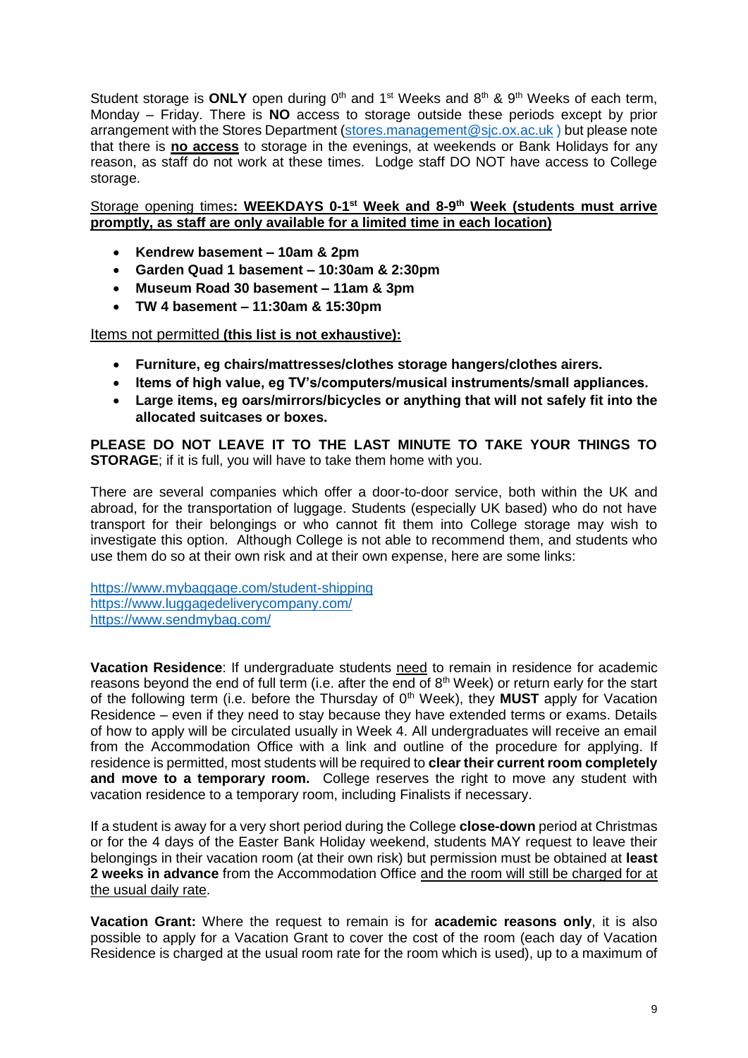Student storage is **ONLY** open during 0th and 1st Weeks and 8th & 9th Weeks of each term, Monday – Friday. There is **NO** access to storage outside these periods except by prior arrangement with the Stores Department (stores.management@sjc.ox.ac.uk ) but please note that there is **no access** to storage in the evenings, at weekends or Bank Holidays for any reason, as staff do not work at these times. Lodge staff DO NOT have access to College storage.

Storage opening times**: WEEKDAYS 0-1st Week and 8-9th Week (students must arrive promptly, as staff are only available for a limited time in each location)**

- **Kendrew basement – 10am & 2pm**
- **Garden Quad 1 basement – 10:30am & 2:30pm**
- **Museum Road 30 basement – 11am & 3pm**
- **TW 4 basement – 11:30am & 15:30pm**

Items not permitted **(this list is not exhaustive):**

- **Furniture, eg chairs/mattresses/clothes storage hangers/clothes airers.**
- **Items of high value, eg TV's/computers/musical instruments/small appliances.**
- **Large items, eg oars/mirrors/bicycles or anything that will not safely fit into the allocated suitcases or boxes.**

**PLEASE DO NOT LEAVE IT TO THE LAST MINUTE TO TAKE YOUR THINGS TO STORAGE**; if it is full, you will have to take them home with you.

There are several companies which offer a door-to-door service, both within the UK and abroad, for the transportation of luggage. Students (especially UK based) who do not have transport for their belongings or who cannot fit them into College storage may wish to investigate this option. Although College is not able to recommend them, and students who use them do so at their own risk and at their own expense, here are some links:

https://www.mybaggage.com/student-shipping
https://www.luggagedeliverycompany.com/
https://www.sendmybag.com/

**Vacation Residence**: If undergraduate students need to remain in residence for academic reasons beyond the end of full term (i.e. after the end of 8th Week) or return early for the start of the following term (i.e. before the Thursday of 0th Week), they **MUST** apply for Vacation Residence – even if they need to stay because they have extended terms or exams. Details of how to apply will be circulated usually in Week 4. All undergraduates will receive an email from the Accommodation Office with a link and outline of the procedure for applying. If residence is permitted, most students will be required to **clear their current room completely and move to a temporary room.** College reserves the right to move any student with vacation residence to a temporary room, including Finalists if necessary.

If a student is away for a very short period during the College **close-down** period at Christmas or for the 4 days of the Easter Bank Holiday weekend, students MAY request to leave their belongings in their vacation room (at their own risk) but permission must be obtained at **least 2 weeks in advance** from the Accommodation Office and the room will still be charged for at the usual daily rate.

**Vacation Grant:** Where the request to remain is for **academic reasons only**, it is also possible to apply for a Vacation Grant to cover the cost of the room (each day of Vacation Residence is charged at the usual room rate for the room which is used), up to a maximum of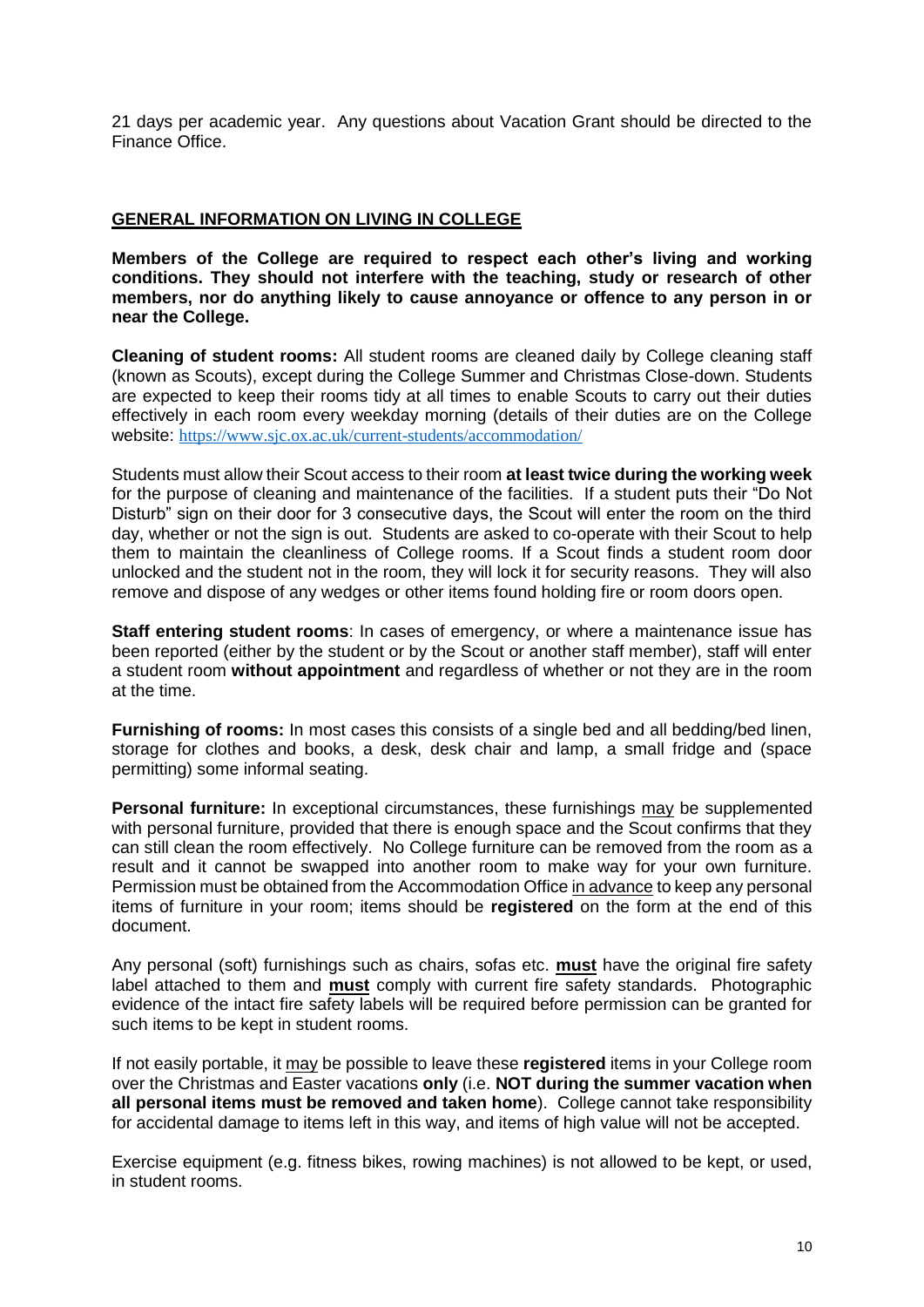21 days per academic year. Any questions about Vacation Grant should be directed to the Finance Office.

## GENERAL INFORMATION ON LIVING IN COLLEGE

**Members of the College are required to respect each other's living and working conditions. They should not interfere with the teaching, study or research of other members, nor do anything likely to cause annoyance or offence to any person in or near the College.**

**Cleaning of student rooms:** All student rooms are cleaned daily by College cleaning staff (known as Scouts), except during the College Summer and Christmas Close-down. Students are expected to keep their rooms tidy at all times to enable Scouts to carry out their duties effectively in each room every weekday morning (details of their duties are on the College website: https://www.sjc.ox.ac.uk/current-students/accommodation/

Students must allow their Scout access to their room **at least twice during the working week** for the purpose of cleaning and maintenance of the facilities. If a student puts their "Do Not Disturb" sign on their door for 3 consecutive days, the Scout will enter the room on the third day, whether or not the sign is out. Students are asked to co-operate with their Scout to help them to maintain the cleanliness of College rooms. If a Scout finds a student room door unlocked and the student not in the room, they will lock it for security reasons. They will also remove and dispose of any wedges or other items found holding fire or room doors open.

**Staff entering student rooms**: In cases of emergency, or where a maintenance issue has been reported (either by the student or by the Scout or another staff member), staff will enter a student room **without appointment** and regardless of whether or not they are in the room at the time.

**Furnishing of rooms:** In most cases this consists of a single bed and all bedding/bed linen, storage for clothes and books, a desk, desk chair and lamp, a small fridge and (space permitting) some informal seating.

**Personal furniture:** In exceptional circumstances, these furnishings may be supplemented with personal furniture, provided that there is enough space and the Scout confirms that they can still clean the room effectively. No College furniture can be removed from the room as a result and it cannot be swapped into another room to make way for your own furniture. Permission must be obtained from the Accommodation Office in advance to keep any personal items of furniture in your room; items should be **registered** on the form at the end of this document.

Any personal (soft) furnishings such as chairs, sofas etc. **must** have the original fire safety label attached to them and **must** comply with current fire safety standards. Photographic evidence of the intact fire safety labels will be required before permission can be granted for such items to be kept in student rooms.

If not easily portable, it may be possible to leave these **registered** items in your College room over the Christmas and Easter vacations **only** (i.e. **NOT during the summer vacation when all personal items must be removed and taken home**). College cannot take responsibility for accidental damage to items left in this way, and items of high value will not be accepted.

Exercise equipment (e.g. fitness bikes, rowing machines) is not allowed to be kept, or used, in student rooms.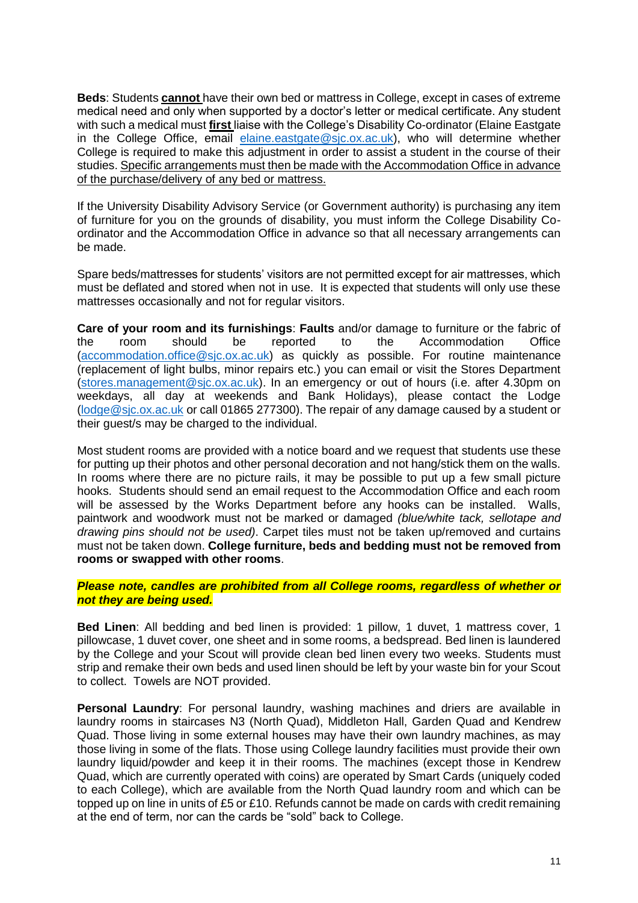**Beds**: Students **cannot** have their own bed or mattress in College, except in cases of extreme medical need and only when supported by a doctor's letter or medical certificate. Any student with such a medical must **first** liaise with the College's Disability Co-ordinator (Elaine Eastgate in the College Office, email elaine.eastgate@sjc.ox.ac.uk), who will determine whether College is required to make this adjustment in order to assist a student in the course of their studies. Specific arrangements must then be made with the Accommodation Office in advance of the purchase/delivery of any bed or mattress.

If the University Disability Advisory Service (or Government authority) is purchasing any item of furniture for you on the grounds of disability, you must inform the College Disability Co-ordinator and the Accommodation Office in advance so that all necessary arrangements can be made.

Spare beds/mattresses for students' visitors are not permitted except for air mattresses, which must be deflated and stored when not in use. It is expected that students will only use these mattresses occasionally and not for regular visitors.

**Care of your room and its furnishings**: **Faults** and/or damage to furniture or the fabric of the room should be reported to the Accommodation Office (accommodation.office@sjc.ox.ac.uk) as quickly as possible. For routine maintenance (replacement of light bulbs, minor repairs etc.) you can email or visit the Stores Department (stores.management@sjc.ox.ac.uk). In an emergency or out of hours (i.e. after 4.30pm on weekdays, all day at weekends and Bank Holidays), please contact the Lodge (lodge@sjc.ox.ac.uk or call 01865 277300). The repair of any damage caused by a student or their guest/s may be charged to the individual.

Most student rooms are provided with a notice board and we request that students use these for putting up their photos and other personal decoration and not hang/stick them on the walls. In rooms where there are no picture rails, it may be possible to put up a few small picture hooks. Students should send an email request to the Accommodation Office and each room will be assessed by the Works Department before any hooks can be installed. Walls, paintwork and woodwork must not be marked or damaged *(blue/white tack, sellotape and drawing pins should not be used)*. Carpet tiles must not be taken up/removed and curtains must not be taken down. **College furniture, beds and bedding must not be removed from rooms or swapped with other rooms**.

***Please note, candles are prohibited from all College rooms, regardless of whether or not they are being used.***

**Bed Linen**: All bedding and bed linen is provided: 1 pillow, 1 duvet, 1 mattress cover, 1 pillowcase, 1 duvet cover, one sheet and in some rooms, a bedspread. Bed linen is laundered by the College and your Scout will provide clean bed linen every two weeks. Students must strip and remake their own beds and used linen should be left by your waste bin for your Scout to collect. Towels are NOT provided.

**Personal Laundry**: For personal laundry, washing machines and driers are available in laundry rooms in staircases N3 (North Quad), Middleton Hall, Garden Quad and Kendrew Quad. Those living in some external houses may have their own laundry machines, as may those living in some of the flats. Those using College laundry facilities must provide their own laundry liquid/powder and keep it in their rooms. The machines (except those in Kendrew Quad, which are currently operated with coins) are operated by Smart Cards (uniquely coded to each College), which are available from the North Quad laundry room and which can be topped up on line in units of £5 or £10. Refunds cannot be made on cards with credit remaining at the end of term, nor can the cards be "sold" back to College.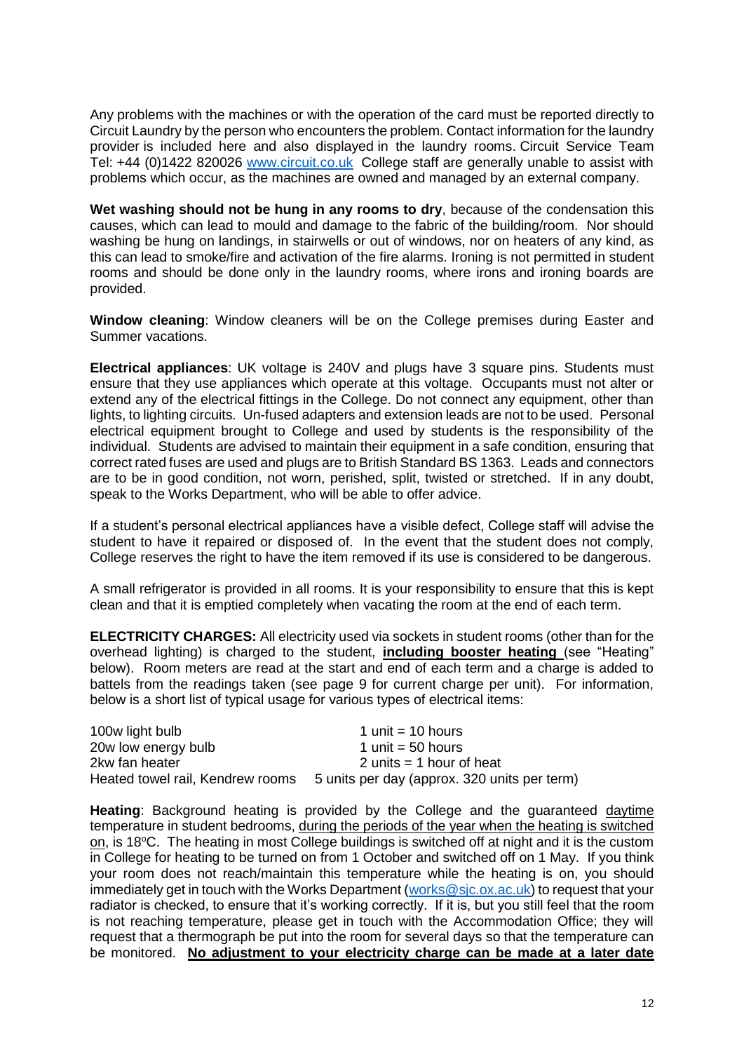Any problems with the machines or with the operation of the card must be reported directly to Circuit Laundry by the person who encounters the problem. Contact information for the laundry provider is included here and also displayed in the laundry rooms. Circuit Service Team Tel: +44 (0)1422 820026 [www.circuit.co.uk](http://www.circuit.co.uk) College staff are generally unable to assist with problems which occur, as the machines are owned and managed by an external company.

**Wet washing should not be hung in any rooms to dry**, because of the condensation this causes, which can lead to mould and damage to the fabric of the building/room. Nor should washing be hung on landings, in stairwells or out of windows, nor on heaters of any kind, as this can lead to smoke/fire and activation of the fire alarms. Ironing is not permitted in student rooms and should be done only in the laundry rooms, where irons and ironing boards are provided.

**Window cleaning**: Window cleaners will be on the College premises during Easter and Summer vacations.

**Electrical appliances**: UK voltage is 240V and plugs have 3 square pins. Students must ensure that they use appliances which operate at this voltage. Occupants must not alter or extend any of the electrical fittings in the College. Do not connect any equipment, other than lights, to lighting circuits. Un-fused adapters and extension leads are not to be used. Personal electrical equipment brought to College and used by students is the responsibility of the individual. Students are advised to maintain their equipment in a safe condition, ensuring that correct rated fuses are used and plugs are to British Standard BS 1363. Leads and connectors are to be in good condition, not worn, perished, split, twisted or stretched. If in any doubt, speak to the Works Department, who will be able to offer advice.

If a student's personal electrical appliances have a visible defect, College staff will advise the student to have it repaired or disposed of. In the event that the student does not comply, College reserves the right to have the item removed if its use is considered to be dangerous.

A small refrigerator is provided in all rooms. It is your responsibility to ensure that this is kept clean and that it is emptied completely when vacating the room at the end of each term.

**ELECTRICITY CHARGES:** All electricity used via sockets in student rooms (other than for the overhead lighting) is charged to the student, **including booster heating** (see "Heating" below). Room meters are read at the start and end of each term and a charge is added to battels from the readings taken (see page 9 for current charge per unit). For information, below is a short list of typical usage for various types of electrical items:

| | |
|---|---|
| 100w light bulb | 1 unit = 10 hours |
| 20w low energy bulb | 1 unit = 50 hours |
| 2kw fan heater | 2 units = 1 hour of heat |
| Heated towel rail, Kendrew rooms | 5 units per day (approx. 320 units per term) |

**Heating**: Background heating is provided by the College and the guaranteed daytime temperature in student bedrooms, during the periods of the year when the heating is switched on, is 18°C. The heating in most College buildings is switched off at night and it is the custom in College for heating to be turned on from 1 October and switched off on 1 May. If you think your room does not reach/maintain this temperature while the heating is on, you should immediately get in touch with the Works Department ([works@sjc.ox.ac.uk](mailto:works@sjc.ox.ac.uk)) to request that your radiator is checked, to ensure that it's working correctly. If it is, but you still feel that the room is not reaching temperature, please get in touch with the Accommodation Office; they will request that a thermograph be put into the room for several days so that the temperature can be monitored. **No adjustment to your electricity charge can be made at a later date**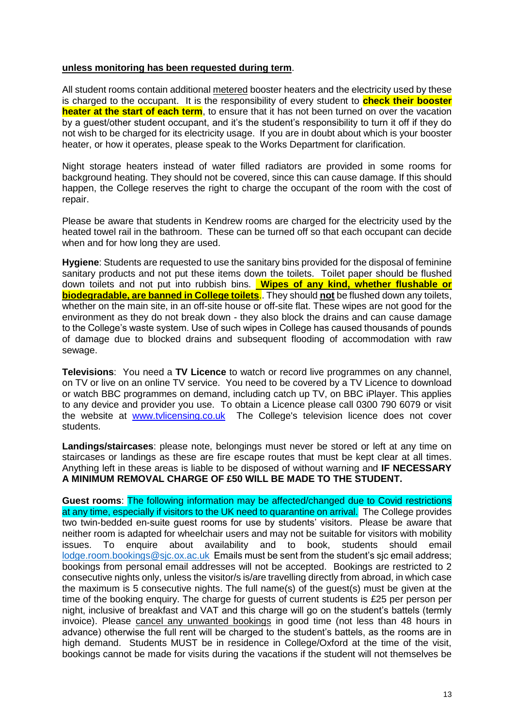**unless monitoring has been requested during term**.

All student rooms contain additional metered booster heaters and the electricity used by these is charged to the occupant. It is the responsibility of every student to **check their booster heater at the start of each term**, to ensure that it has not been turned on over the vacation by a guest/other student occupant, and it's the student's responsibility to turn it off if they do not wish to be charged for its electricity usage. If you are in doubt about which is your booster heater, or how it operates, please speak to the Works Department for clarification.

Night storage heaters instead of water filled radiators are provided in some rooms for background heating. They should not be covered, since this can cause damage. If this should happen, the College reserves the right to charge the occupant of the room with the cost of repair.

Please be aware that students in Kendrew rooms are charged for the electricity used by the heated towel rail in the bathroom. These can be turned off so that each occupant can decide when and for how long they are used.

**Hygiene**: Students are requested to use the sanitary bins provided for the disposal of feminine sanitary products and not put these items down the toilets. Toilet paper should be flushed down toilets and not put into rubbish bins. **Wipes of any kind, whether flushable or biodegradable, are banned in College toilets**.. They should **not** be flushed down any toilets, whether on the main site, in an off-site house or off-site flat. These wipes are not good for the environment as they do not break down - they also block the drains and can cause damage to the College's waste system. Use of such wipes in College has caused thousands of pounds of damage due to blocked drains and subsequent flooding of accommodation with raw sewage.

**Televisions**: You need a **TV Licence** to watch or record live programmes on any channel, on TV or live on an online TV service. You need to be covered by a TV Licence to download or watch BBC programmes on demand, including catch up TV, on BBC iPlayer. This applies to any device and provider you use. To obtain a Licence please call 0300 790 6079 or visit the website at www.tvlicensing.co.uk The College's television licence does not cover students.

**Landings/staircases**: please note, belongings must never be stored or left at any time on staircases or landings as these are fire escape routes that must be kept clear at all times. Anything left in these areas is liable to be disposed of without warning and **IF NECESSARY A MINIMUM REMOVAL CHARGE OF £50 WILL BE MADE TO THE STUDENT.**

**Guest rooms**: The following information may be affected/changed due to Covid restrictions at any time, especially if visitors to the UK need to quarantine on arrival. The College provides two twin-bedded en-suite guest rooms for use by students' visitors. Please be aware that neither room is adapted for wheelchair users and may not be suitable for visitors with mobility issues. To enquire about availability and to book, students should email lodge.room.bookings@sjc.ox.ac.uk Emails must be sent from the student's sjc email address; bookings from personal email addresses will not be accepted. Bookings are restricted to 2 consecutive nights only, unless the visitor/s is/are travelling directly from abroad, in which case the maximum is 5 consecutive nights. The full name(s) of the guest(s) must be given at the time of the booking enquiry. The charge for guests of current students is £25 per person per night, inclusive of breakfast and VAT and this charge will go on the student's battels (termly invoice). Please cancel any unwanted bookings in good time (not less than 48 hours in advance) otherwise the full rent will be charged to the student's battels, as the rooms are in high demand. Students MUST be in residence in College/Oxford at the time of the visit, bookings cannot be made for visits during the vacations if the student will not themselves be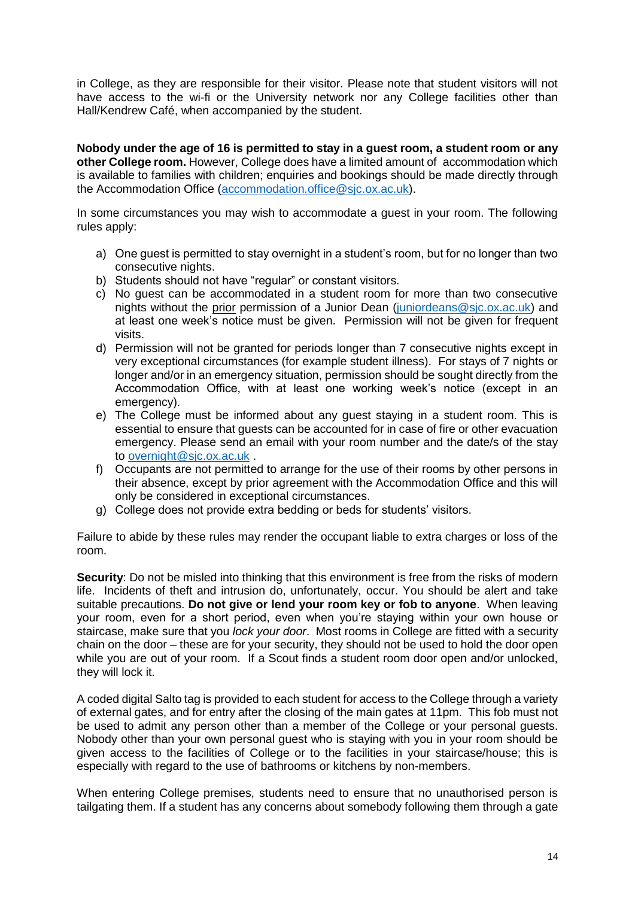in College, as they are responsible for their visitor. Please note that student visitors will not have access to the wi-fi or the University network nor any College facilities other than Hall/Kendrew Café, when accompanied by the student.

**Nobody under the age of 16 is permitted to stay in a guest room, a student room or any other College room.** However, College does have a limited amount of accommodation which is available to families with children; enquiries and bookings should be made directly through the Accommodation Office (accommodation.office@sjc.ox.ac.uk).

In some circumstances you may wish to accommodate a guest in your room. The following rules apply:

a) One guest is permitted to stay overnight in a student's room, but for no longer than two consecutive nights.
b) Students should not have "regular" or constant visitors.
c) No guest can be accommodated in a student room for more than two consecutive nights without the prior permission of a Junior Dean (juniordeans@sjc.ox.ac.uk) and at least one week's notice must be given. Permission will not be given for frequent visits.
d) Permission will not be granted for periods longer than 7 consecutive nights except in very exceptional circumstances (for example student illness). For stays of 7 nights or longer and/or in an emergency situation, permission should be sought directly from the Accommodation Office, with at least one working week's notice (except in an emergency).
e) The College must be informed about any guest staying in a student room. This is essential to ensure that guests can be accounted for in case of fire or other evacuation emergency. Please send an email with your room number and the date/s of the stay to overnight@sjc.ox.ac.uk .
f) Occupants are not permitted to arrange for the use of their rooms by other persons in their absence, except by prior agreement with the Accommodation Office and this will only be considered in exceptional circumstances.
g) College does not provide extra bedding or beds for students' visitors.

Failure to abide by these rules may render the occupant liable to extra charges or loss of the room.

**Security**: Do not be misled into thinking that this environment is free from the risks of modern life. Incidents of theft and intrusion do, unfortunately, occur. You should be alert and take suitable precautions. **Do not give or lend your room key or fob to anyone**. When leaving your room, even for a short period, even when you're staying within your own house or staircase, make sure that you *lock your door*. Most rooms in College are fitted with a security chain on the door – these are for your security, they should not be used to hold the door open while you are out of your room. If a Scout finds a student room door open and/or unlocked, they will lock it.

A coded digital Salto tag is provided to each student for access to the College through a variety of external gates, and for entry after the closing of the main gates at 11pm. This fob must not be used to admit any person other than a member of the College or your personal guests. Nobody other than your own personal guest who is staying with you in your room should be given access to the facilities of College or to the facilities in your staircase/house; this is especially with regard to the use of bathrooms or kitchens by non-members.

When entering College premises, students need to ensure that no unauthorised person is tailgating them. If a student has any concerns about somebody following them through a gate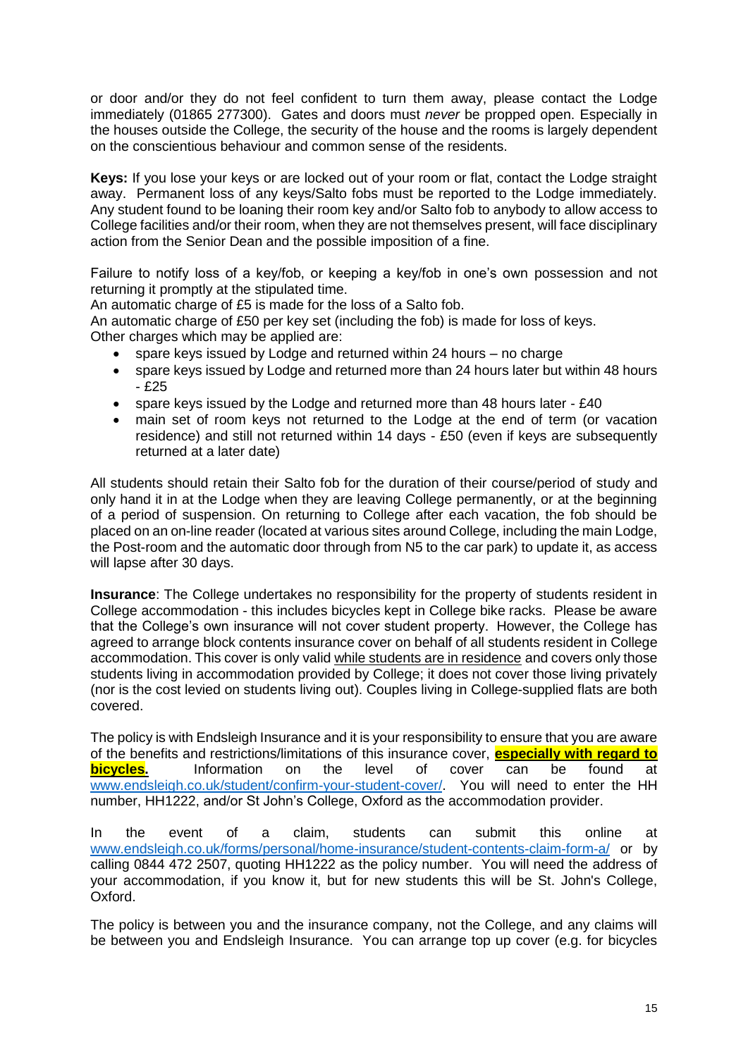or door and/or they do not feel confident to turn them away, please contact the Lodge immediately (01865 277300). Gates and doors must *never* be propped open. Especially in the houses outside the College, the security of the house and the rooms is largely dependent on the conscientious behaviour and common sense of the residents.

**Keys:** If you lose your keys or are locked out of your room or flat, contact the Lodge straight away. Permanent loss of any keys/Salto fobs must be reported to the Lodge immediately. Any student found to be loaning their room key and/or Salto fob to anybody to allow access to College facilities and/or their room, when they are not themselves present, will face disciplinary action from the Senior Dean and the possible imposition of a fine.

Failure to notify loss of a key/fob, or keeping a key/fob in one's own possession and not returning it promptly at the stipulated time.
An automatic charge of £5 is made for the loss of a Salto fob.
An automatic charge of £50 per key set (including the fob) is made for loss of keys.
Other charges which may be applied are:

- spare keys issued by Lodge and returned within 24 hours – no charge
- spare keys issued by Lodge and returned more than 24 hours later but within 48 hours - £25
- spare keys issued by the Lodge and returned more than 48 hours later - £40
- main set of room keys not returned to the Lodge at the end of term (or vacation residence) and still not returned within 14 days - £50 (even if keys are subsequently returned at a later date)

All students should retain their Salto fob for the duration of their course/period of study and only hand it in at the Lodge when they are leaving College permanently, or at the beginning of a period of suspension. On returning to College after each vacation, the fob should be placed on an on-line reader (located at various sites around College, including the main Lodge, the Post-room and the automatic door through from N5 to the car park) to update it, as access will lapse after 30 days.

**Insurance**: The College undertakes no responsibility for the property of students resident in College accommodation - this includes bicycles kept in College bike racks. Please be aware that the College's own insurance will not cover student property. However, the College has agreed to arrange block contents insurance cover on behalf of all students resident in College accommodation. This cover is only valid while students are in residence and covers only those students living in accommodation provided by College; it does not cover those living privately (nor is the cost levied on students living out). Couples living in College-supplied flats are both covered.

The policy is with Endsleigh Insurance and it is your responsibility to ensure that you are aware of the benefits and restrictions/limitations of this insurance cover, **especially with regard to bicycles.** Information on the level of cover can be found at www.endsleigh.co.uk/student/confirm-your-student-cover/. You will need to enter the HH number, HH1222, and/or St John's College, Oxford as the accommodation provider.

In the event of a claim, students can submit this online at www.endsleigh.co.uk/forms/personal/home-insurance/student-contents-claim-form-a/ or by calling 0844 472 2507, quoting HH1222 as the policy number. You will need the address of your accommodation, if you know it, but for new students this will be St. John's College, Oxford.

The policy is between you and the insurance company, not the College, and any claims will be between you and Endsleigh Insurance. You can arrange top up cover (e.g. for bicycles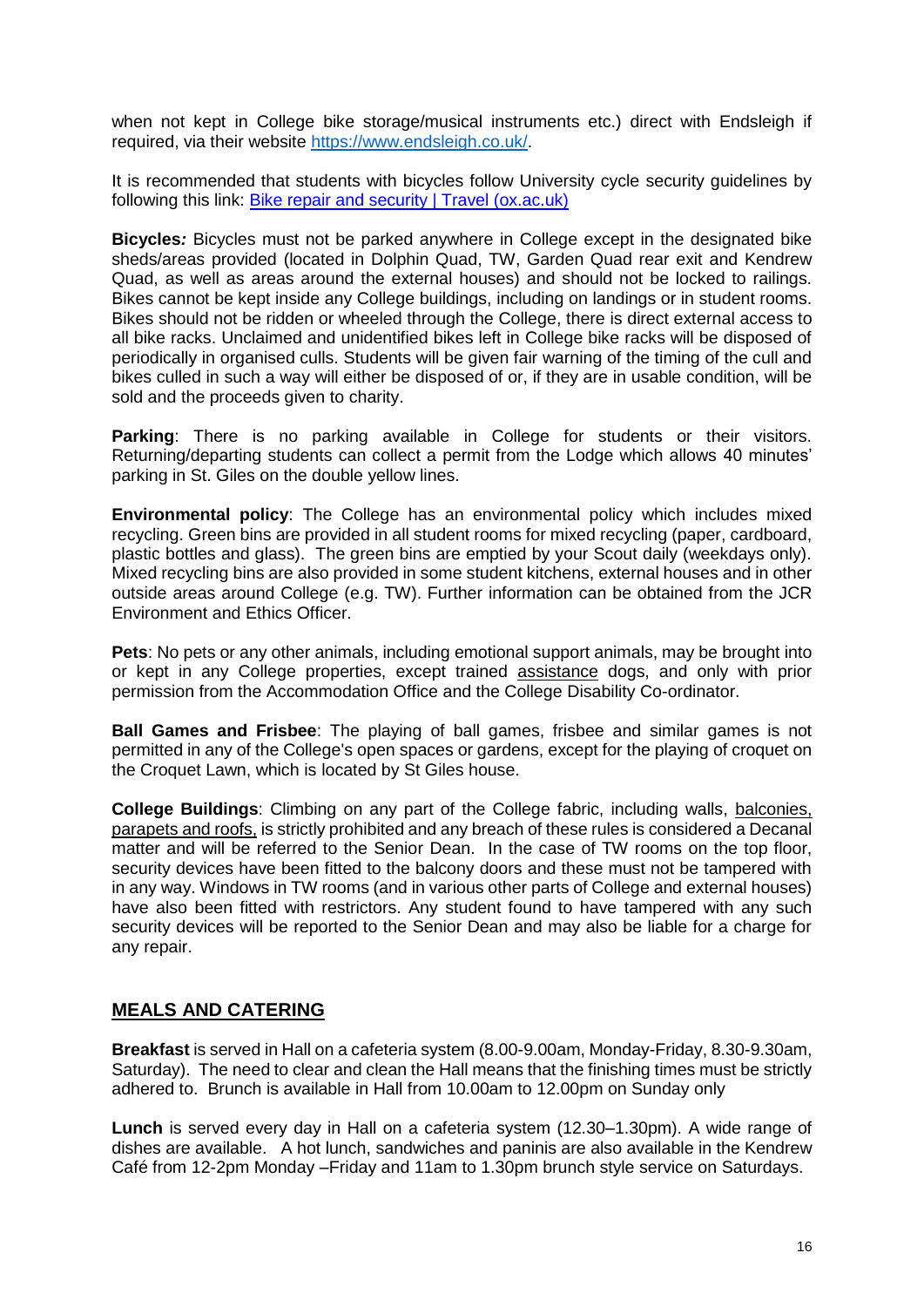when not kept in College bike storage/musical instruments etc.) direct with Endsleigh if required, via their website [https://www.endsleigh.co.uk/](https://www.endsleigh.co.uk/).

It is recommended that students with bicycles follow University cycle security guidelines by following this link: [Bike repair and security | Travel (ox.ac.uk)](https://www.ox.ac.uk)

**Bicycles:** Bicycles must not be parked anywhere in College except in the designated bike sheds/areas provided (located in Dolphin Quad, TW, Garden Quad rear exit and Kendrew Quad, as well as areas around the external houses) and should not be locked to railings. Bikes cannot be kept inside any College buildings, including on landings or in student rooms. Bikes should not be ridden or wheeled through the College, there is direct external access to all bike racks. Unclaimed and unidentified bikes left in College bike racks will be disposed of periodically in organised culls. Students will be given fair warning of the timing of the cull and bikes culled in such a way will either be disposed of or, if they are in usable condition, will be sold and the proceeds given to charity.

**Parking**: There is no parking available in College for students or their visitors. Returning/departing students can collect a permit from the Lodge which allows 40 minutes' parking in St. Giles on the double yellow lines.

**Environmental policy**: The College has an environmental policy which includes mixed recycling. Green bins are provided in all student rooms for mixed recycling (paper, cardboard, plastic bottles and glass). The green bins are emptied by your Scout daily (weekdays only). Mixed recycling bins are also provided in some student kitchens, external houses and in other outside areas around College (e.g. TW). Further information can be obtained from the JCR Environment and Ethics Officer.

**Pets**: No pets or any other animals, including emotional support animals, may be brought into or kept in any College properties, except trained assistance dogs, and only with prior permission from the Accommodation Office and the College Disability Co-ordinator.

**Ball Games and Frisbee**: The playing of ball games, frisbee and similar games is not permitted in any of the College's open spaces or gardens, except for the playing of croquet on the Croquet Lawn, which is located by St Giles house.

**College Buildings**: Climbing on any part of the College fabric, including walls, balconies, parapets and roofs, is strictly prohibited and any breach of these rules is considered a Decanal matter and will be referred to the Senior Dean. In the case of TW rooms on the top floor, security devices have been fitted to the balcony doors and these must not be tampered with in any way. Windows in TW rooms (and in various other parts of College and external houses) have also been fitted with restrictors. Any student found to have tampered with any such security devices will be reported to the Senior Dean and may also be liable for a charge for any repair.

## MEALS AND CATERING

**Breakfast** is served in Hall on a cafeteria system (8.00-9.00am, Monday-Friday, 8.30-9.30am, Saturday). The need to clear and clean the Hall means that the finishing times must be strictly adhered to. Brunch is available in Hall from 10.00am to 12.00pm on Sunday only

**Lunch** is served every day in Hall on a cafeteria system (12.30–1.30pm). A wide range of dishes are available. A hot lunch, sandwiches and paninis are also available in the Kendrew Café from 12-2pm Monday –Friday and 11am to 1.30pm brunch style service on Saturdays.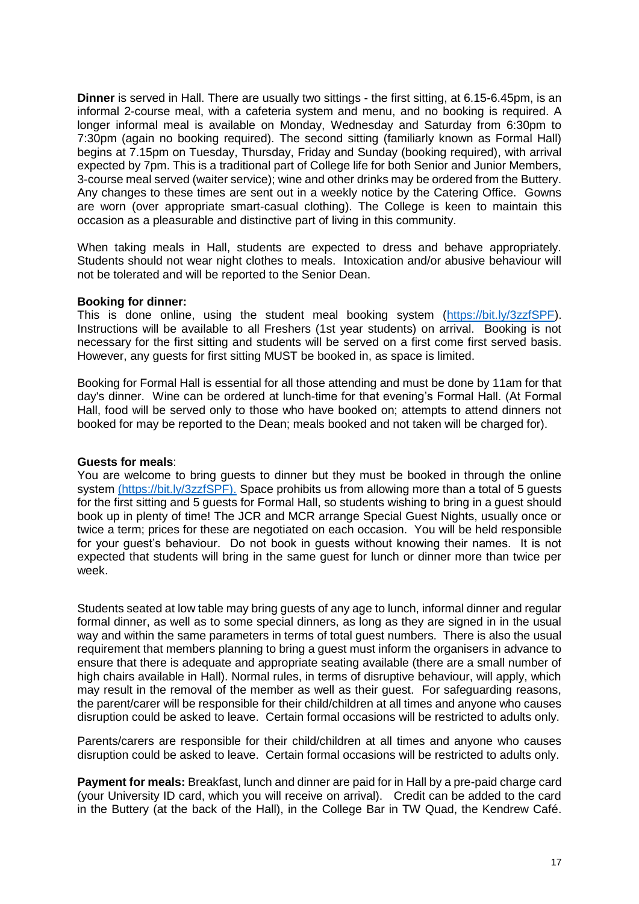**Dinner** is served in Hall. There are usually two sittings - the first sitting, at 6.15-6.45pm, is an informal 2-course meal, with a cafeteria system and menu, and no booking is required. A longer informal meal is available on Monday, Wednesday and Saturday from 6:30pm to 7:30pm (again no booking required). The second sitting (familiarly known as Formal Hall) begins at 7.15pm on Tuesday, Thursday, Friday and Sunday (booking required), with arrival expected by 7pm. This is a traditional part of College life for both Senior and Junior Members, 3-course meal served (waiter service); wine and other drinks may be ordered from the Buttery. Any changes to these times are sent out in a weekly notice by the Catering Office. Gowns are worn (over appropriate smart-casual clothing). The College is keen to maintain this occasion as a pleasurable and distinctive part of living in this community.

When taking meals in Hall, students are expected to dress and behave appropriately. Students should not wear night clothes to meals. Intoxication and/or abusive behaviour will not be tolerated and will be reported to the Senior Dean.

**Booking for dinner:**
This is done online, using the student meal booking system (https://bit.ly/3zzfSPF). Instructions will be available to all Freshers (1st year students) on arrival. Booking is not necessary for the first sitting and students will be served on a first come first served basis. However, any guests for first sitting MUST be booked in, as space is limited.

Booking for Formal Hall is essential for all those attending and must be done by 11am for that day's dinner. Wine can be ordered at lunch-time for that evening's Formal Hall. (At Formal Hall, food will be served only to those who have booked on; attempts to attend dinners not booked for may be reported to the Dean; meals booked and not taken will be charged for).

**Guests for meals**:
You are welcome to bring guests to dinner but they must be booked in through the online system (https://bit.ly/3zzfSPF). Space prohibits us from allowing more than a total of 5 guests for the first sitting and 5 guests for Formal Hall, so students wishing to bring in a guest should book up in plenty of time! The JCR and MCR arrange Special Guest Nights, usually once or twice a term; prices for these are negotiated on each occasion. You will be held responsible for your guest's behaviour. Do not book in guests without knowing their names. It is not expected that students will bring in the same guest for lunch or dinner more than twice per week.

Students seated at low table may bring guests of any age to lunch, informal dinner and regular formal dinner, as well as to some special dinners, as long as they are signed in in the usual way and within the same parameters in terms of total guest numbers. There is also the usual requirement that members planning to bring a guest must inform the organisers in advance to ensure that there is adequate and appropriate seating available (there are a small number of high chairs available in Hall). Normal rules, in terms of disruptive behaviour, will apply, which may result in the removal of the member as well as their guest. For safeguarding reasons, the parent/carer will be responsible for their child/children at all times and anyone who causes disruption could be asked to leave. Certain formal occasions will be restricted to adults only.

Parents/carers are responsible for their child/children at all times and anyone who causes disruption could be asked to leave. Certain formal occasions will be restricted to adults only.

**Payment for meals:** Breakfast, lunch and dinner are paid for in Hall by a pre-paid charge card (your University ID card, which you will receive on arrival). Credit can be added to the card in the Buttery (at the back of the Hall), in the College Bar in TW Quad, the Kendrew Café.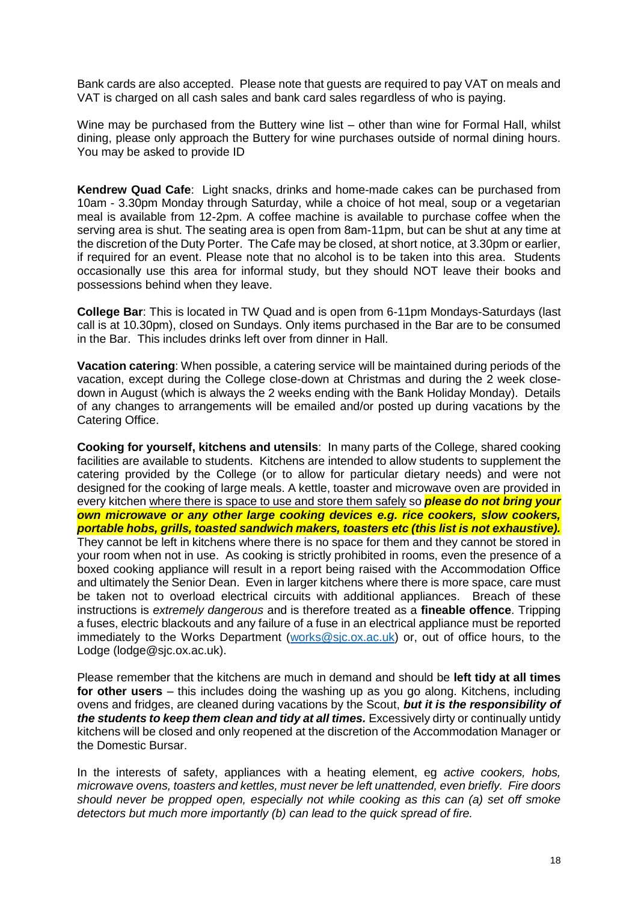Bank cards are also accepted. Please note that guests are required to pay VAT on meals and VAT is charged on all cash sales and bank card sales regardless of who is paying.

Wine may be purchased from the Buttery wine list – other than wine for Formal Hall, whilst dining, please only approach the Buttery for wine purchases outside of normal dining hours. You may be asked to provide ID

**Kendrew Quad Cafe**: Light snacks, drinks and home-made cakes can be purchased from 10am - 3.30pm Monday through Saturday, while a choice of hot meal, soup or a vegetarian meal is available from 12-2pm. A coffee machine is available to purchase coffee when the serving area is shut. The seating area is open from 8am-11pm, but can be shut at any time at the discretion of the Duty Porter. The Cafe may be closed, at short notice, at 3.30pm or earlier, if required for an event. Please note that no alcohol is to be taken into this area. Students occasionally use this area for informal study, but they should NOT leave their books and possessions behind when they leave.

**College Bar**: This is located in TW Quad and is open from 6-11pm Mondays-Saturdays (last call is at 10.30pm), closed on Sundays. Only items purchased in the Bar are to be consumed in the Bar. This includes drinks left over from dinner in Hall.

**Vacation catering**: When possible, a catering service will be maintained during periods of the vacation, except during the College close-down at Christmas and during the 2 week close-down in August (which is always the 2 weeks ending with the Bank Holiday Monday). Details of any changes to arrangements will be emailed and/or posted up during vacations by the Catering Office.

**Cooking for yourself, kitchens and utensils**: In many parts of the College, shared cooking facilities are available to students. Kitchens are intended to allow students to supplement the catering provided by the College (or to allow for particular dietary needs) and were not designed for the cooking of large meals. A kettle, toaster and microwave oven are provided in every kitchen where there is space to use and store them safely so ***please do not bring your own microwave or any other large cooking devices e.g. rice cookers, slow cookers, portable hobs, grills, toasted sandwich makers, toasters etc (this list is not exhaustive).*** They cannot be left in kitchens where there is no space for them and they cannot be stored in your room when not in use. As cooking is strictly prohibited in rooms, even the presence of a boxed cooking appliance will result in a report being raised with the Accommodation Office and ultimately the Senior Dean. Even in larger kitchens where there is more space, care must be taken not to overload electrical circuits with additional appliances. Breach of these instructions is *extremely dangerous* and is therefore treated as a **fineable offence**. Tripping a fuses, electric blackouts and any failure of a fuse in an electrical appliance must be reported immediately to the Works Department (works@sjc.ox.ac.uk) or, out of office hours, to the Lodge (lodge@sjc.ox.ac.uk).

Please remember that the kitchens are much in demand and should be **left tidy at all times for other users** – this includes doing the washing up as you go along. Kitchens, including ovens and fridges, are cleaned during vacations by the Scout, ***but it is the responsibility of the students to keep them clean and tidy at all times.*** Excessively dirty or continually untidy kitchens will be closed and only reopened at the discretion of the Accommodation Manager or the Domestic Bursar.

In the interests of safety, appliances with a heating element, eg *active cookers, hobs, microwave ovens, toasters and kettles, must never be left unattended, even briefly. Fire doors should never be propped open, especially not while cooking as this can (a) set off smoke detectors but much more importantly (b) can lead to the quick spread of fire.*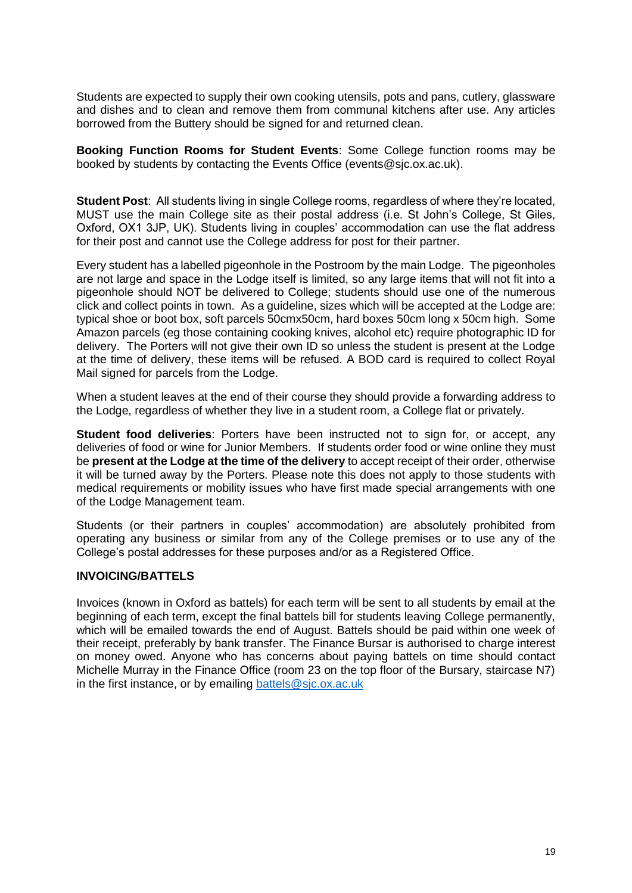Students are expected to supply their own cooking utensils, pots and pans, cutlery, glassware and dishes and to clean and remove them from communal kitchens after use. Any articles borrowed from the Buttery should be signed for and returned clean.

**Booking Function Rooms for Student Events**: Some College function rooms may be booked by students by contacting the Events Office (events@sjc.ox.ac.uk).

**Student Post**: All students living in single College rooms, regardless of where they're located, MUST use the main College site as their postal address (i.e. St John's College, St Giles, Oxford, OX1 3JP, UK). Students living in couples' accommodation can use the flat address for their post and cannot use the College address for post for their partner.

Every student has a labelled pigeonhole in the Postroom by the main Lodge. The pigeonholes are not large and space in the Lodge itself is limited, so any large items that will not fit into a pigeonhole should NOT be delivered to College; students should use one of the numerous click and collect points in town. As a guideline, sizes which will be accepted at the Lodge are: typical shoe or boot box, soft parcels 50cmx50cm, hard boxes 50cm long x 50cm high. Some Amazon parcels (eg those containing cooking knives, alcohol etc) require photographic ID for delivery. The Porters will not give their own ID so unless the student is present at the Lodge at the time of delivery, these items will be refused. A BOD card is required to collect Royal Mail signed for parcels from the Lodge.

When a student leaves at the end of their course they should provide a forwarding address to the Lodge, regardless of whether they live in a student room, a College flat or privately.

**Student food deliveries**: Porters have been instructed not to sign for, or accept, any deliveries of food or wine for Junior Members. If students order food or wine online they must be **present at the Lodge at the time of the delivery** to accept receipt of their order, otherwise it will be turned away by the Porters. Please note this does not apply to those students with medical requirements or mobility issues who have first made special arrangements with one of the Lodge Management team.

Students (or their partners in couples' accommodation) are absolutely prohibited from operating any business or similar from any of the College premises or to use any of the College's postal addresses for these purposes and/or as a Registered Office.

**INVOICING/BATTELS**

Invoices (known in Oxford as battels) for each term will be sent to all students by email at the beginning of each term, except the final battels bill for students leaving College permanently, which will be emailed towards the end of August. Battels should be paid within one week of their receipt, preferably by bank transfer. The Finance Bursar is authorised to charge interest on money owed. Anyone who has concerns about paying battels on time should contact Michelle Murray in the Finance Office (room 23 on the top floor of the Bursary, staircase N7) in the first instance, or by emailing battels@sjc.ox.ac.uk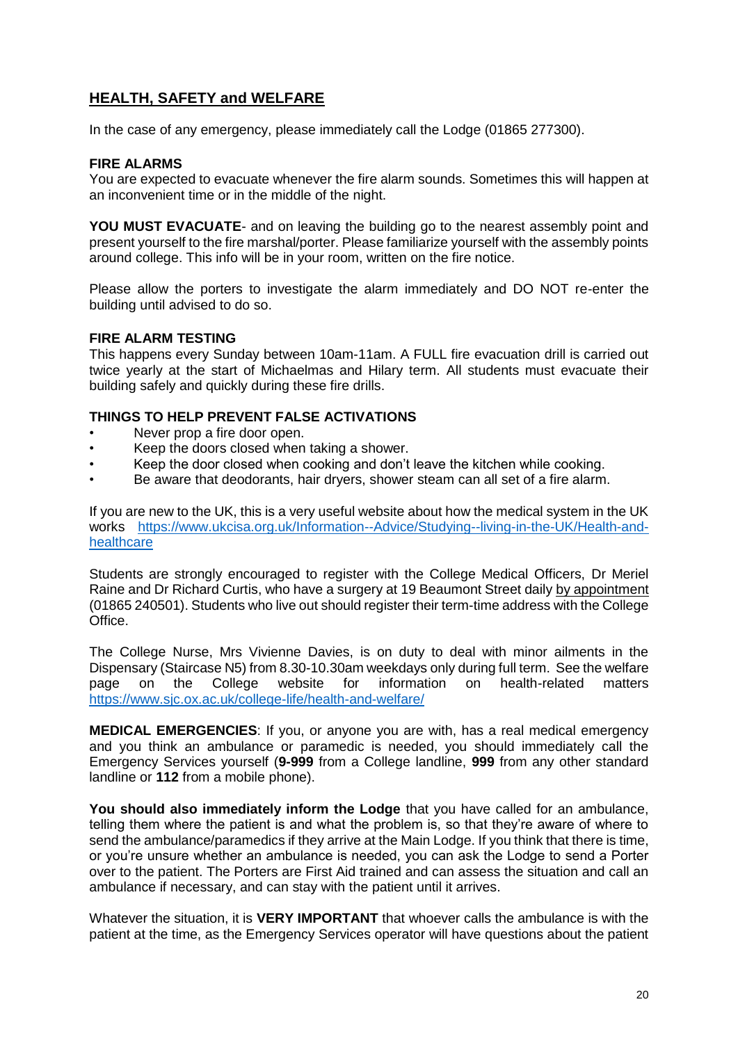## HEALTH, SAFETY and WELFARE

In the case of any emergency, please immediately call the Lodge (01865 277300).

**FIRE ALARMS**
You are expected to evacuate whenever the fire alarm sounds. Sometimes this will happen at an inconvenient time or in the middle of the night.

**YOU MUST EVACUATE**- and on leaving the building go to the nearest assembly point and present yourself to the fire marshal/porter. Please familiarize yourself with the assembly points around college. This info will be in your room, written on the fire notice.

Please allow the porters to investigate the alarm immediately and DO NOT re-enter the building until advised to do so.

**FIRE ALARM TESTING**
This happens every Sunday between 10am-11am. A FULL fire evacuation drill is carried out twice yearly at the start of Michaelmas and Hilary term. All students must evacuate their building safely and quickly during these fire drills.

**THINGS TO HELP PREVENT FALSE ACTIVATIONS**

- Never prop a fire door open.
- Keep the doors closed when taking a shower.
- Keep the door closed when cooking and don't leave the kitchen while cooking.
- Be aware that deodorants, hair dryers, shower steam can all set of a fire alarm.

If you are new to the UK, this is a very useful website about how the medical system in the UK works https://www.ukcisa.org.uk/Information--Advice/Studying--living-in-the-UK/Health-and-healthcare

Students are strongly encouraged to register with the College Medical Officers, Dr Meriel Raine and Dr Richard Curtis, who have a surgery at 19 Beaumont Street daily by appointment (01865 240501). Students who live out should register their term-time address with the College Office.

The College Nurse, Mrs Vivienne Davies, is on duty to deal with minor ailments in the Dispensary (Staircase N5) from 8.30-10.30am weekdays only during full term. See the welfare page on the College website for information on health-related matters https://www.sjc.ox.ac.uk/college-life/health-and-welfare/

**MEDICAL EMERGENCIES**: If you, or anyone you are with, has a real medical emergency and you think an ambulance or paramedic is needed, you should immediately call the Emergency Services yourself (**9-999** from a College landline, **999** from any other standard landline or **112** from a mobile phone).

**You should also immediately inform the Lodge** that you have called for an ambulance, telling them where the patient is and what the problem is, so that they're aware of where to send the ambulance/paramedics if they arrive at the Main Lodge. If you think that there is time, or you're unsure whether an ambulance is needed, you can ask the Lodge to send a Porter over to the patient. The Porters are First Aid trained and can assess the situation and call an ambulance if necessary, and can stay with the patient until it arrives.

Whatever the situation, it is **VERY IMPORTANT** that whoever calls the ambulance is with the patient at the time, as the Emergency Services operator will have questions about the patient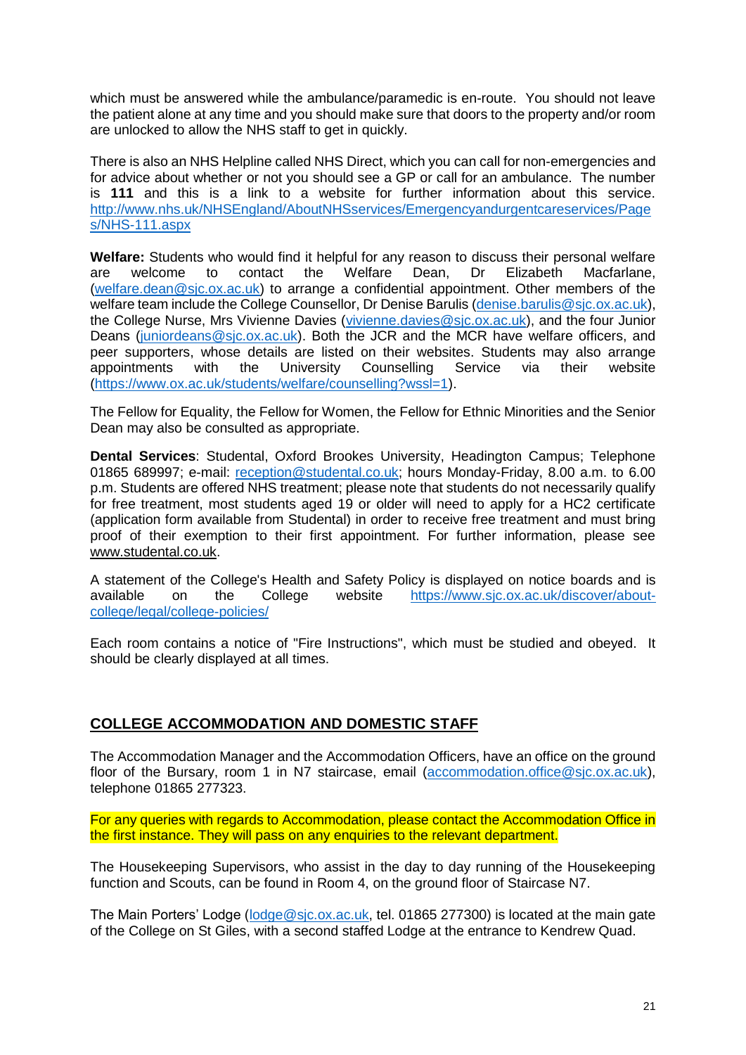which must be answered while the ambulance/paramedic is en-route. You should not leave the patient alone at any time and you should make sure that doors to the property and/or room are unlocked to allow the NHS staff to get in quickly.

There is also an NHS Helpline called NHS Direct, which you can call for non-emergencies and for advice about whether or not you should see a GP or call for an ambulance. The number is **111** and this is a link to a website for further information about this service. http://www.nhs.uk/NHSEngland/AboutNHSservices/Emergencyandurgentcareservices/Pages/NHS-111.aspx

**Welfare:** Students who would find it helpful for any reason to discuss their personal welfare are welcome to contact the Welfare Dean, Dr Elizabeth Macfarlane, (welfare.dean@sjc.ox.ac.uk) to arrange a confidential appointment. Other members of the welfare team include the College Counsellor, Dr Denise Barulis (denise.barulis@sjc.ox.ac.uk), the College Nurse, Mrs Vivienne Davies (vivienne.davies@sjc.ox.ac.uk), and the four Junior Deans (juniordeans@sjc.ox.ac.uk). Both the JCR and the MCR have welfare officers, and peer supporters, whose details are listed on their websites. Students may also arrange appointments with the University Counselling Service via their website (https://www.ox.ac.uk/students/welfare/counselling?wssl=1).

The Fellow for Equality, the Fellow for Women, the Fellow for Ethnic Minorities and the Senior Dean may also be consulted as appropriate.

**Dental Services**: Studental, Oxford Brookes University, Headington Campus; Telephone 01865 689997; e-mail: reception@studental.co.uk; hours Monday-Friday, 8.00 a.m. to 6.00 p.m. Students are offered NHS treatment; please note that students do not necessarily qualify for free treatment, most students aged 19 or older will need to apply for a HC2 certificate (application form available from Studental) in order to receive free treatment and must bring proof of their exemption to their first appointment. For further information, please see www.studental.co.uk.

A statement of the College's Health and Safety Policy is displayed on notice boards and is available on the College website https://www.sjc.ox.ac.uk/discover/about-college/legal/college-policies/

Each room contains a notice of "Fire Instructions", which must be studied and obeyed. It should be clearly displayed at all times.

## COLLEGE ACCOMMODATION AND DOMESTIC STAFF

The Accommodation Manager and the Accommodation Officers, have an office on the ground floor of the Bursary, room 1 in N7 staircase, email (accommodation.office@sjc.ox.ac.uk), telephone 01865 277323.

For any queries with regards to Accommodation, please contact the Accommodation Office in the first instance. They will pass on any enquiries to the relevant department.

The Housekeeping Supervisors, who assist in the day to day running of the Housekeeping function and Scouts, can be found in Room 4, on the ground floor of Staircase N7.

The Main Porters' Lodge (lodge@sjc.ox.ac.uk, tel. 01865 277300) is located at the main gate of the College on St Giles, with a second staffed Lodge at the entrance to Kendrew Quad.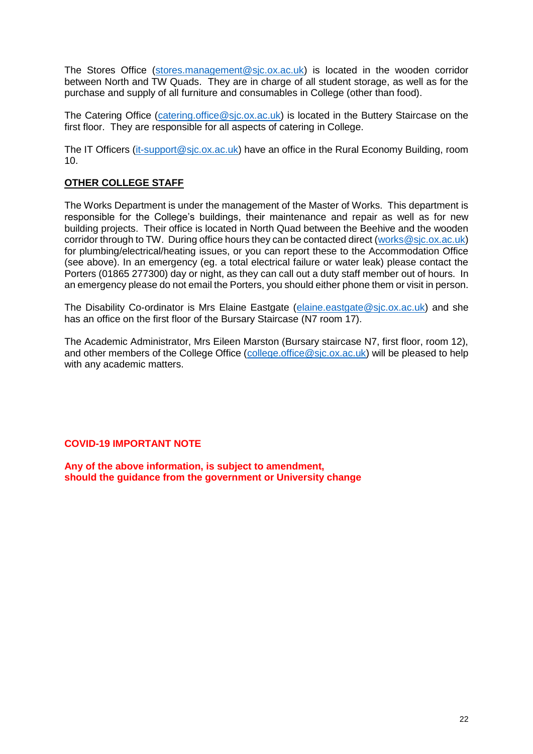The Stores Office (stores.management@sjc.ox.ac.uk) is located in the wooden corridor between North and TW Quads. They are in charge of all student storage, as well as for the purchase and supply of all furniture and consumables in College (other than food).

The Catering Office (catering.office@sjc.ox.ac.uk) is located in the Buttery Staircase on the first floor. They are responsible for all aspects of catering in College.

The IT Officers (it-support@sjc.ox.ac.uk) have an office in the Rural Economy Building, room 10.

## OTHER COLLEGE STAFF

The Works Department is under the management of the Master of Works. This department is responsible for the College's buildings, their maintenance and repair as well as for new building projects. Their office is located in North Quad between the Beehive and the wooden corridor through to TW. During office hours they can be contacted direct (works@sjc.ox.ac.uk) for plumbing/electrical/heating issues, or you can report these to the Accommodation Office (see above). In an emergency (eg. a total electrical failure or water leak) please contact the Porters (01865 277300) day or night, as they can call out a duty staff member out of hours. In an emergency please do not email the Porters, you should either phone them or visit in person.

The Disability Co-ordinator is Mrs Elaine Eastgate (elaine.eastgate@sjc.ox.ac.uk) and she has an office on the first floor of the Bursary Staircase (N7 room 17).

The Academic Administrator, Mrs Eileen Marston (Bursary staircase N7, first floor, room 12), and other members of the College Office (college.office@sjc.ox.ac.uk) will be pleased to help with any academic matters.

**COVID-19 IMPORTANT NOTE**

**Any of the above information, is subject to amendment, should the guidance from the government or University change**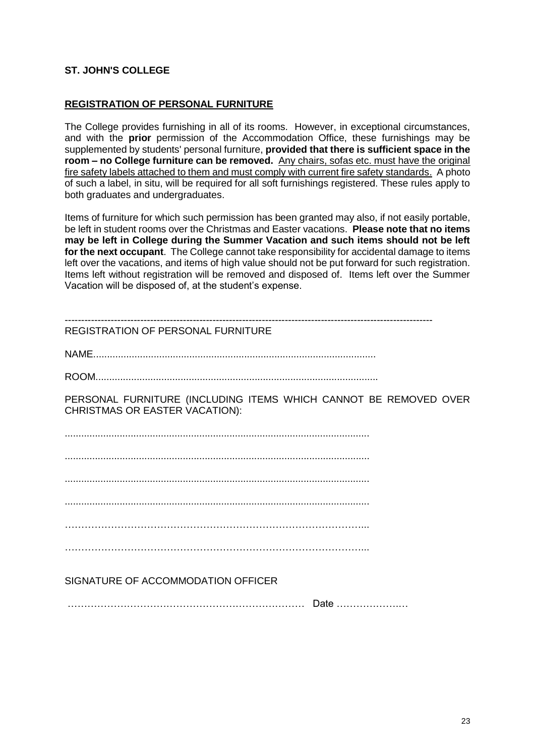**ST. JOHN'S COLLEGE**

## REGISTRATION OF PERSONAL FURNITURE

The College provides furnishing in all of its rooms. However, in exceptional circumstances, and with the **prior** permission of the Accommodation Office, these furnishings may be supplemented by students' personal furniture, **provided that there is sufficient space in the room – no College furniture can be removed.** Any chairs, sofas etc. must have the original fire safety labels attached to them and must comply with current fire safety standards. A photo of such a label, in situ, will be required for all soft furnishings registered. These rules apply to both graduates and undergraduates.

Items of furniture for which such permission has been granted may also, if not easily portable, be left in student rooms over the Christmas and Easter vacations. **Please note that no items may be left in College during the Summer Vacation and such items should not be left for the next occupant**. The College cannot take responsibility for accidental damage to items left over the vacations, and items of high value should not be put forward for such registration. Items left without registration will be removed and disposed of. Items left over the Summer Vacation will be disposed of, at the student's expense.

------------------------------------------------------------------------------------------------------------

REGISTRATION OF PERSONAL FURNITURE

NAME......................................................................................................

ROOM......................................................................................................

PERSONAL FURNITURE (INCLUDING ITEMS WHICH CANNOT BE REMOVED OVER CHRISTMAS OR EASTER VACATION):

..............................................................................................................

..............................................................................................................

..............................................................................................................

..............................................................................................................

………………………………………………………………………………...

………………………………………………………………………………...

SIGNATURE OF ACCOMMODATION OFFICER

……………………………………………………………… Date ……………….…